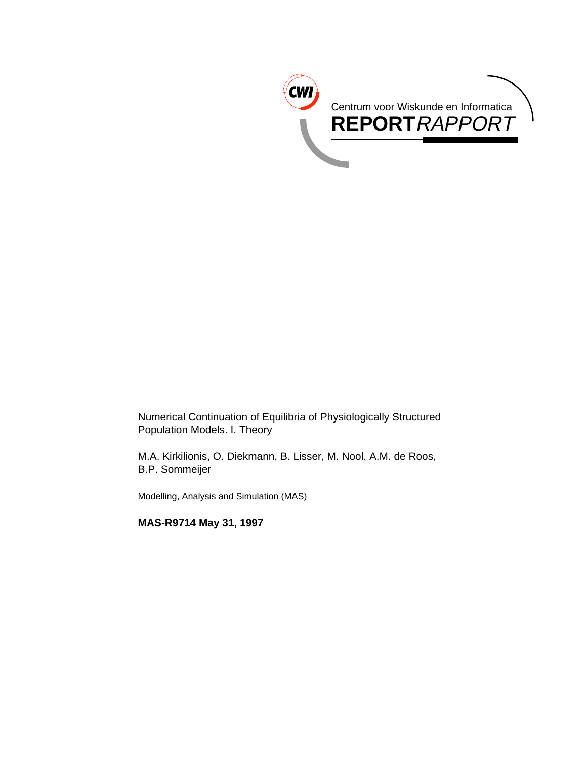Centrum voor Wiskunde en Informatica

**REPORT** *RAPPORT*

# Numerical Continuation of Equilibria of Physiologically Structured Population Models. I. Theory

M.A. Kirkilionis, O. Diekmann, B. Lisser, M. Nool, A.M. de Roos, B.P. Sommeijer

Modelling, Analysis and Simulation (MAS)

**MAS-R9714 May 31, 1997**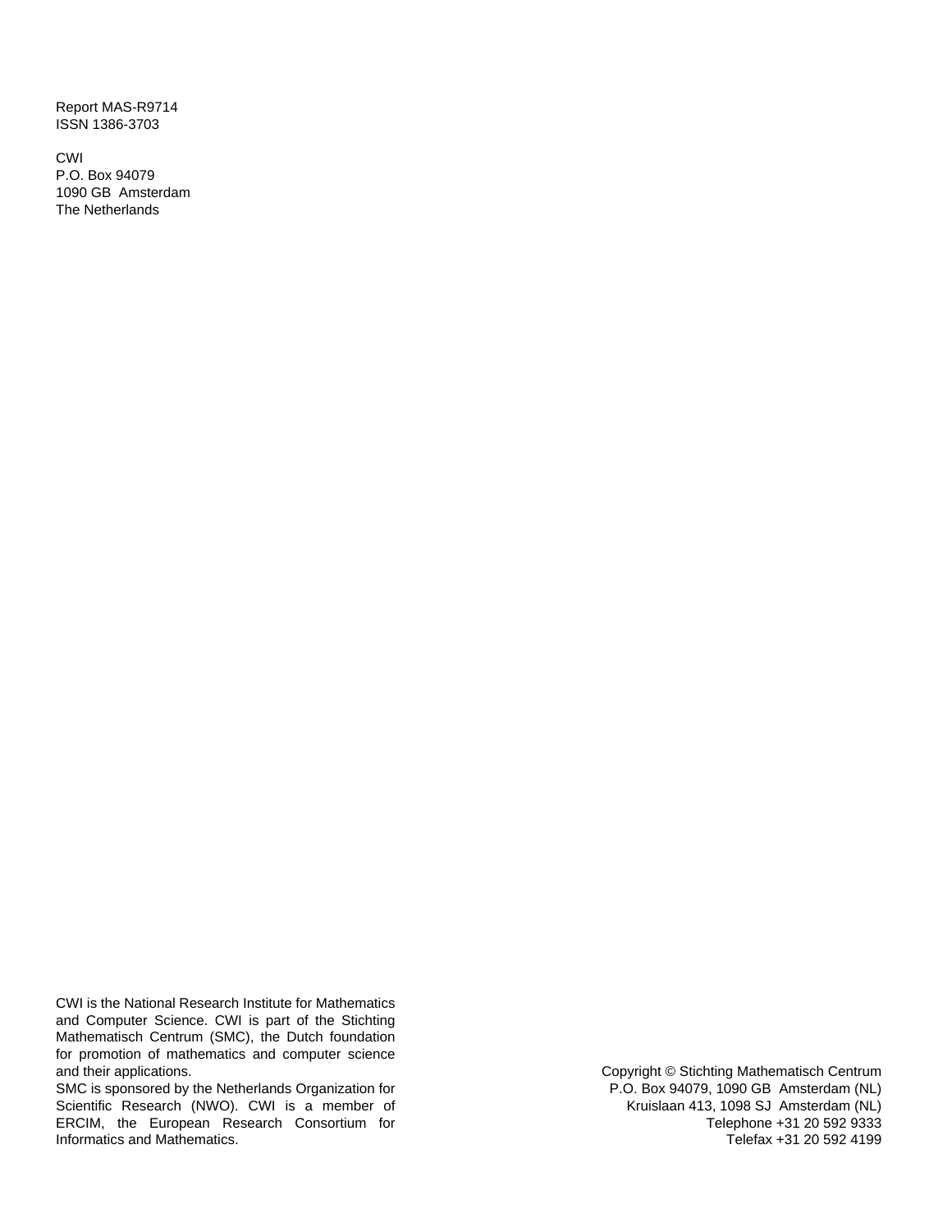Report MAS-R9714
ISSN 1386-3703

CWI
P.O. Box 94079
1090 GB Amsterdam
The Netherlands

CWI is the National Research Institute for Mathematics and Computer Science. CWI is part of the Stichting Mathematisch Centrum (SMC), the Dutch foundation for promotion of mathematics and computer science and their applications.
SMC is sponsored by the Netherlands Organization for Scientific Research (NWO). CWI is a member of ERCIM, the European Research Consortium for Informatics and Mathematics.

Copyright © Stichting Mathematisch Centrum
P.O. Box 94079, 1090 GB Amsterdam (NL)
Kruislaan 413, 1098 SJ Amsterdam (NL)
Telephone +31 20 592 9333
Telefax +31 20 592 4199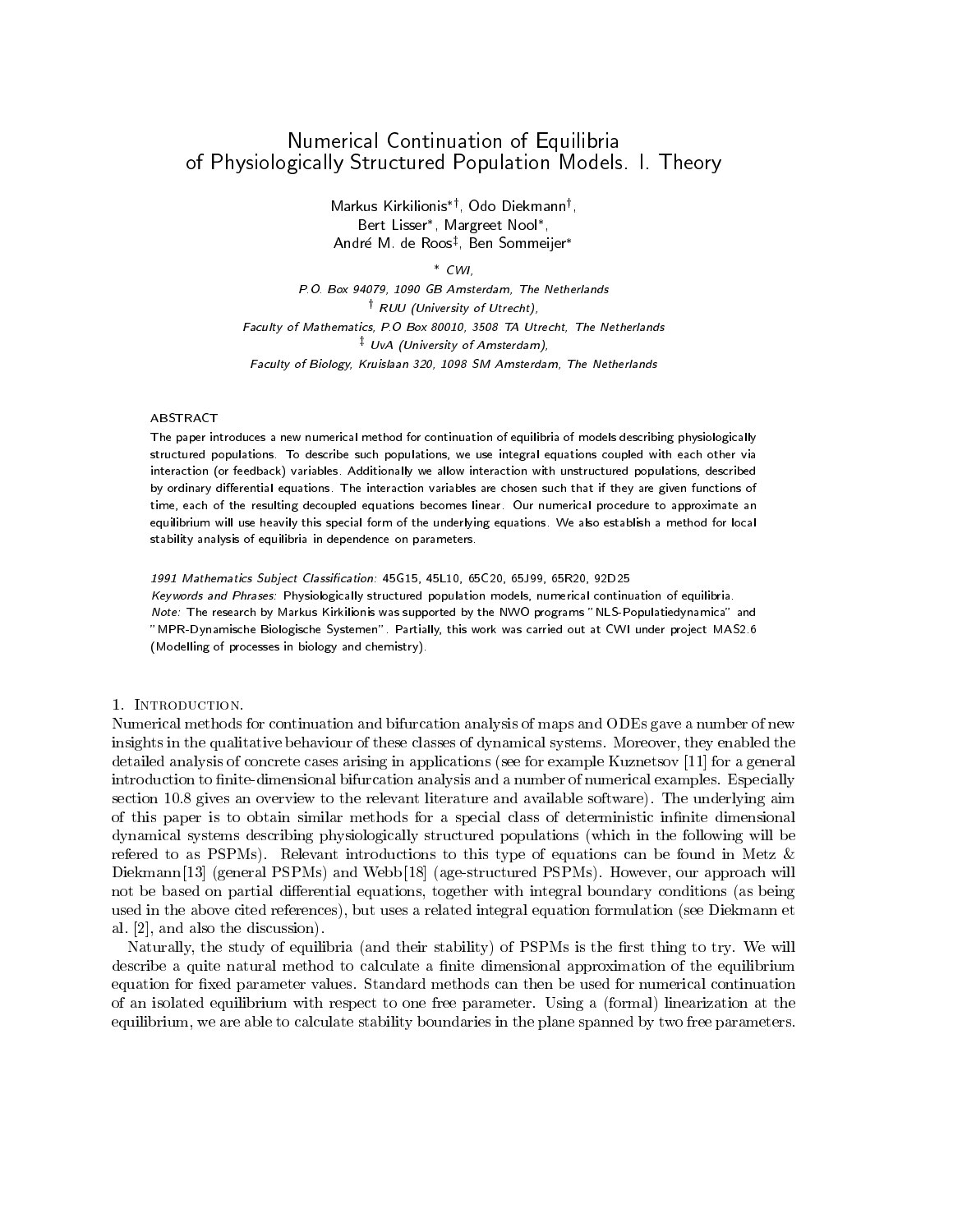# Numerical Continuation of Equilibria of Physiologically Structured Population Models. I. Theory

Markus Kirkilionis*[†], Odo Diekmann[†],
Bert Lisser*, Margreet Nool*,
André M. de Roos[‡], Ben Sommeijer*

\* *CWI,*
*P.O. Box 94079, 1090 GB Amsterdam, The Netherlands*
[†] *RUU (University of Utrecht),*
*Faculty of Mathematics, P.O Box 80010, 3508 TA Utrecht, The Netherlands*
[‡] *UvA (University of Amsterdam),*
*Faculty of Biology, Kruislaan 320, 1098 SM Amsterdam, The Netherlands*

## Abstract

The paper introduces a new numerical method for continuation of equilibria of models describing physiologically structured populations. To describe such populations, we use integral equations coupled with each other via interaction (or feedback) variables. Additionally we allow interaction with unstructured populations, described by ordinary differential equations. The interaction variables are chosen such that if they are given functions of time, each of the resulting decoupled equations becomes linear. Our numerical procedure to approximate an equilibrium will use heavily this special form of the underlying equations. We also establish a method for local stability analysis of equilibria in dependence on parameters.

*1991 Mathematics Subject Classification:* 45G15, 45L10, 65C20, 65J99, 65R20, 92D25
*Keywords and Phrases:* Physiologically structured population models, numerical continuation of equilibria.
*Note:* The research by Markus Kirkilionis was supported by the NWO programs "NLS-Populatiedynamica" and "MPR-Dynamische Biologische Systemen". Partially, this work was carried out at CWI under project MAS2.6 (Modelling of processes in biology and chemistry).

## 1. Introduction.

Numerical methods for continuation and bifurcation analysis of maps and ODEs gave a number of new insights in the qualitative behaviour of these classes of dynamical systems. Moreover, they enabled the detailed analysis of concrete cases arising in applications (see for example Kuznetsov [11] for a general introduction to finite-dimensional bifurcation analysis and a number of numerical examples. Especially section 10.8 gives an overview to the relevant literature and available software). The underlying aim of this paper is to obtain similar methods for a special class of deterministic infinite dimensional dynamical systems describing physiologically structured populations (which in the following will be refered to as PSPMs). Relevant introductions to this type of equations can be found in Metz & Diekmann[13] (general PSPMs) and Webb[18] (age-structured PSPMs). However, our approach will not be based on partial differential equations, together with integral boundary conditions (as being used in the above cited references), but uses a related integral equation formulation (see Diekmann et al. [2], and also the discussion).

Naturally, the study of equilibria (and their stability) of PSPMs is the first thing to try. We will describe a quite natural method to calculate a finite dimensional approximation of the equilibrium equation for fixed parameter values. Standard methods can then be used for numerical continuation of an isolated equilibrium with respect to one free parameter. Using a (formal) linearization at the equilibrium, we are able to calculate stability boundaries in the plane spanned by two free parameters.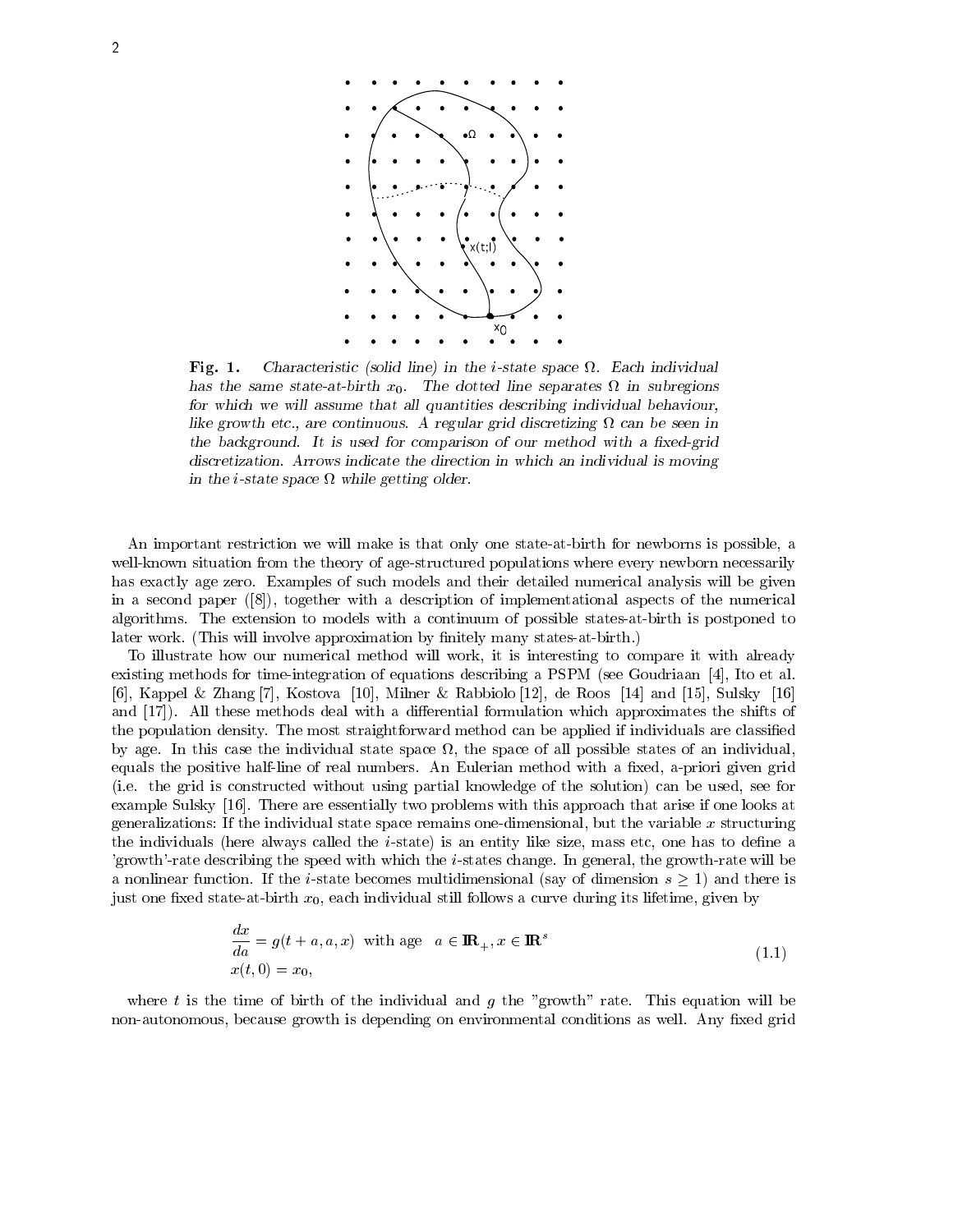**Fig. 1.** *Characteristic (solid line) in the i-state space $\Omega$. Each individual has the same state-at-birth $x_0$. The dotted line separates $\Omega$ in subregions for which we will assume that all quantities describing individual behaviour, like growth etc., are continuous. A regular grid discretizing $\Omega$ can be seen in the background. It is used for comparison of our method with a fixed-grid discretization. Arrows indicate the direction in which an individual is moving in the i-state space $\Omega$ while getting older.*

An important restriction we will make is that only one state-at-birth for newborns is possible, a well-known situation from the theory of age-structured populations where every newborn necessarily has exactly age zero. Examples of such models and their detailed numerical analysis will be given in a second paper ([8]), together with a description of implementational aspects of the numerical algorithms. The extension to models with a continuum of possible states-at-birth is postponed to later work. (This will involve approximation by finitely many states-at-birth.)

To illustrate how our numerical method will work, it is interesting to compare it with already existing methods for time-integration of equations describing a PSPM (see Goudriaan [4], Ito et al. [6], Kappel & Zhang [7], Kostova [10], Milner & Rabbiolo [12], de Roos [14] and [15], Sulsky [16] and [17]). All these methods deal with a differential formulation which approximates the shifts of the population density. The most straightforward method can be applied if individuals are classified by age. In this case the individual state space $\Omega$, the space of all possible states of an individual, equals the positive half-line of real numbers. An Eulerian method with a fixed, a-priori given grid (i.e. the grid is constructed without using partial knowledge of the solution) can be used, see for example Sulsky [16]. There are essentially two problems with this approach that arise if one looks at generalizations: If the individual state space remains one-dimensional, but the variable $x$ structuring the individuals (here always called the $i$-state) is an entity like size, mass etc, one has to define a 'growth'-rate describing the speed with which the $i$-states change. In general, the growth-rate will be a nonlinear function. If the $i$-state becomes multidimensional (say of dimension $s \geq 1$) and there is just one fixed state-at-birth $x_0$, each individual still follows a curve during its lifetime, given by

$$
\begin{aligned}
&\frac{dx}{da} = g(t+a, a, x) \quad \text{with age} \quad a \in \mathbb{R}_+, x \in \mathbb{R}^s \\
&x(t, 0) = x_0,
\end{aligned}
\tag{1.1}
$$

where $t$ is the time of birth of the individual and $g$ the "growth" rate. This equation will be non-autonomous, because growth is depending on environmental conditions as well. Any fixed grid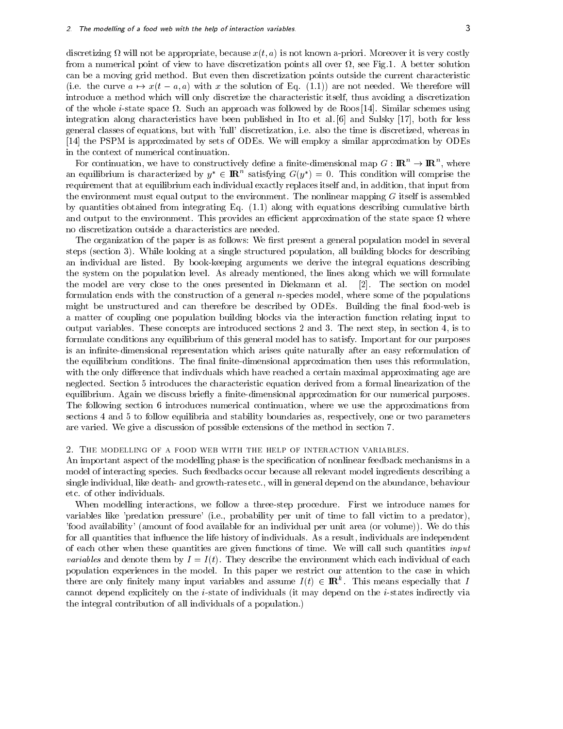discretizing $\Omega$ will not be appropriate, because $x(t, a)$ is not known a-priori. Moreover it is very costly from a numerical point of view to have discretization points all over $\Omega$, see Fig.1. A better solution can be a moving grid method. But even then discretization points outside the current characteristic (i.e. the curve $a \mapsto x(t - a, a)$ with $x$ the solution of Eq. (1.1)) are not needed. We therefore will introduce a method which will only discretize the characteristic itself, thus avoiding a discretization of the whole $i$-state space $\Omega$. Such an approach was followed by de Roos [14]. Similar schemes using integration along characteristics have been published in Ito et al. [6] and Sulsky [17], both for less general classes of equations, but with 'full' discretization, i.e. also the time is discretized, whereas in [14] the PSPM is approximated by sets of ODEs. We will employ a similar approximation by ODEs in the context of numerical continuation.

For continuation, we have to constructively define a finite-dimensional map $G : \mathbb{R}^n \to \mathbb{R}^n$, where an equilibrium is characterized by $y^* \in \mathbb{R}^n$ satisfying $G(y^*) = 0$. This condition will comprise the requirement that at equilibrium each individual exactly replaces itself and, in addition, that input from the environment must equal output to the environment. The nonlinear mapping $G$ itself is assembled by quantities obtained from integrating Eq. (1.1) along with equations describing cumulative birth and output to the environment. This provides an efficient approximation of the state space $\Omega$ where no discretization outside a characteristics are needed.

The organization of the paper is as follows: We first present a general population model in several steps (section 3). While looking at a single structured population, all building blocks for describing an individual are listed. By book-keeping arguments we derive the integral equations describing the system on the population level. As already mentioned, the lines along which we will formulate the model are very close to the ones presented in Diekmann et al. [2]. The section on model formulation ends with the construction of a general $n$-species model, where some of the populations might be unstructured and can therefore be described by ODEs. Building the final food-web is a matter of coupling one population building blocks via the interaction function relating input to output variables. These concepts are introduced sections 2 and 3. The next step, in section 4, is to formulate conditions any equilibrium of this general model has to satisfy. Important for our purposes is an infinite-dimensional representation which arises quite naturally after an easy reformulation of the equilibrium conditions. The final finite-dimensional approximation then uses this reformulation, with the only difference that indivduals which have reached a certain maximal approximating age are neglected. Section 5 introduces the characteristic equation derived from a formal linearization of the equilibrium. Again we discuss briefly a finite-dimensional approximation for our numerical purposes. The following section 6 introduces numerical continuation, where we use the approximations from sections 4 and 5 to follow equilibria and stability boundaries as, respectively, one or two parameters are varied. We give a discussion of possible extensions of the method in section 7.

## 2. The modelling of a food web with the help of interaction variables.

An important aspect of the modelling phase is the specification of nonlinear feedback mechanisms in a model of interacting species. Such feedbacks occur because all relevant model ingredients describing a single individual, like death- and growth-rates etc., will in general depend on the abundance, behaviour etc. of other individuals.

When modelling interactions, we follow a three-step procedure. First we introduce names for variables like 'predation pressure' (i.e., probability per unit of time to fall victim to a predator), 'food availability' (amount of food available for an individual per unit area (or volume)). We do this for all quantities that influence the life history of individuals. As a result, individuals are independent of each other when these quantities are given functions of time. We will call such quantities *input variables* and denote them by $I = I(t)$. They describe the environment which each individual of each population experiences in the model. In this paper we restrict our attention to the case in which there are only finitely many input variables and assume $I(t) \in \mathbb{R}^k$. This means especially that $I$ cannot depend explicitely on the $i$-state of individuals (it may depend on the $i$-states indirectly via the integral contribution of all individuals of a population.)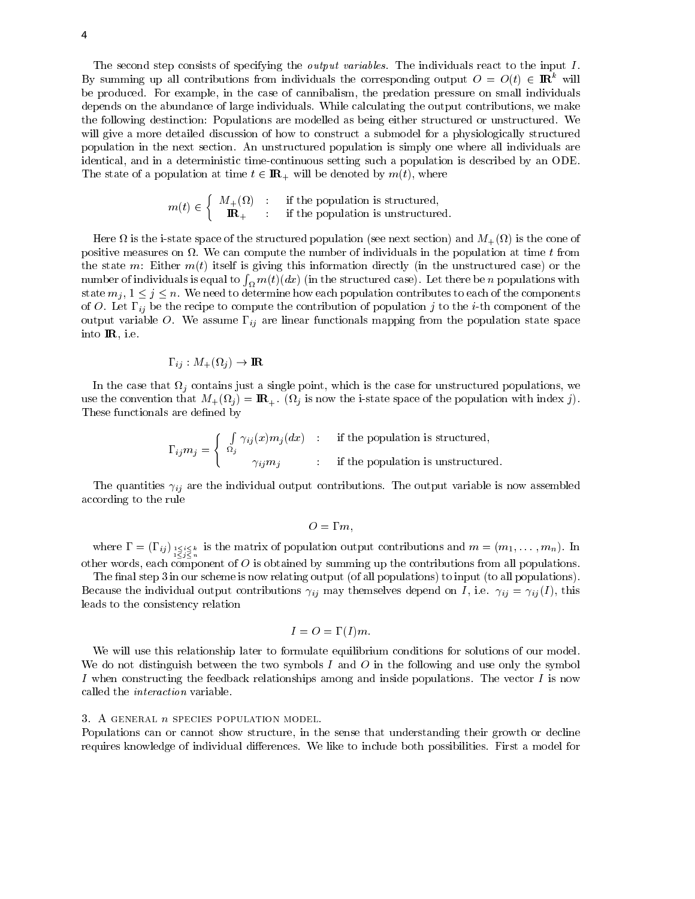The second step consists of specifying the *output variables*. The individuals react to the input $I$. By summing up all contributions from individuals the corresponding output $O = O(t) \in \mathbb{R}^k$ will be produced. For example, in the case of cannibalism, the predation pressure on small individuals depends on the abundance of large individuals. While calculating the output contributions, we make the following destinction: Populations are modelled as being either structured or unstructured. We will give a more detailed discussion of how to construct a submodel for a physiologically structured population in the next section. An unstructured population is simply one where all individuals are identical, and in a deterministic time-continuous setting such a population is described by an ODE. The state of a population at time $t \in \mathbb{R}_+$ will be denoted by $m(t)$, where

$$m(t) \in \begin{cases} M_+(\Omega) & : \quad \text{if the population is structured,} \\ \mathbb{R}_+ & : \quad \text{if the population is unstructured.} \end{cases}$$

Here $\Omega$ is the i-state space of the structured population (see next section) and $M_+(\Omega)$ is the cone of positive measures on $\Omega$. We can compute the number of individuals in the population at time $t$ from the state $m$: Either $m(t)$ itself is giving this information directly (in the unstructured case) or the number of individuals is equal to $\int_\Omega m(t)(dx)$ (in the structured case). Let there be $n$ populations with state $m_j$, $1 \leq j \leq n$. We need to determine how each population contributes to each of the components of $O$. Let $\Gamma_{ij}$ be the recipe to compute the contribution of population $j$ to the $i$-th component of the output variable $O$. We assume $\Gamma_{ij}$ are linear functionals mapping from the population state space into $\mathbb{R}$, i.e.

$$\Gamma_{ij} : M_+(\Omega_j) \to \mathbb{R}$$

In the case that $\Omega_j$ contains just a single point, which is the case for unstructured populations, we use the convention that $M_+(\Omega_j) = \mathbb{R}_+$. ($\Omega_j$ is now the i-state space of the population with index $j$). These functionals are defined by

$$\Gamma_{ij} m_j = \begin{cases} \int_{\Omega_j} \gamma_{ij}(x) m_j(dx) & : \quad \text{if the population is structured,} \\ \gamma_{ij} m_j & : \quad \text{if the population is unstructured.} \end{cases}$$

The quantities $\gamma_{ij}$ are the individual output contributions. The output variable is now assembled according to the rule

$$O = \Gamma m,$$

where $\Gamma = (\Gamma_{ij})_{\substack{1 \leq i \leq k \\ 1 \leq j \leq n}}$ is the matrix of population output contributions and $m = (m_1, \ldots, m_n)$. In other words, each component of $O$ is obtained by summing up the contributions from all populations.

The final step 3 in our scheme is now relating output (of all populations) to input (to all populations). Because the individual output contributions $\gamma_{ij}$ may themselves depend on $I$, i.e. $\gamma_{ij} = \gamma_{ij}(I)$, this leads to the consistency relation

$$I = O = \Gamma(I)m.$$

We will use this relationship later to formulate equilibrium conditions for solutions of our model. We do not distinguish between the two symbols $I$ and $O$ in the following and use only the symbol $I$ when constructing the feedback relationships among and inside populations. The vector $I$ is now called the *interaction* variable.

## 3. A general $n$ species population model.

Populations can or cannot show structure, in the sense that understanding their growth or decline requires knowledge of individual differences. We like to include both possibilities. First a model for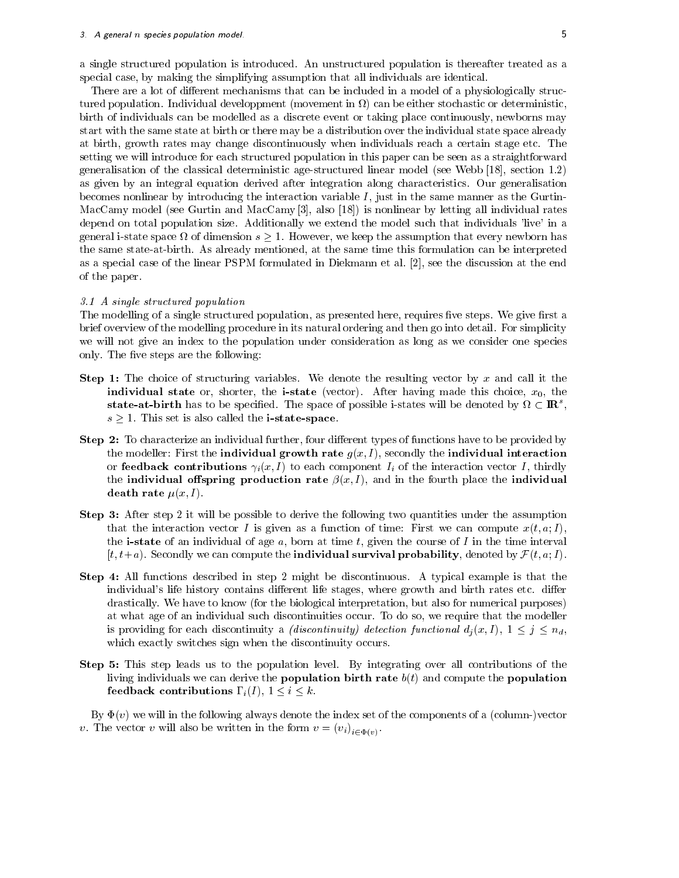a single structured population is introduced. An unstructured population is thereafter treated as a special case, by making the simplifying assumption that all individuals are identical.

There are a lot of different mechanisms that can be included in a model of a physiologically structured population. Individual developpment (movement in $\Omega$) can be either stochastic or deterministic, birth of individuals can be modelled as a discrete event or taking place continuously, newborns may start with the same state at birth or there may be a distribution over the individual state space already at birth, growth rates may change discontinuously when individuals reach a certain stage etc. The setting we will introduce for each structured population in this paper can be seen as a straightforward generalisation of the classical deterministic age-structured linear model (see Webb [18], section 1.2) as given by an integral equation derived after integration along characteristics. Our generalisation becomes nonlinear by introducing the interaction variable $I$, just in the same manner as the Gurtin-MacCamy model (see Gurtin and MacCamy [3], also [18]) is nonlinear by letting all individual rates depend on total population size. Additionally we extend the model such that individuals 'live' in a general i-state space $\Omega$ of dimension $s \geq 1$. However, we keep the assumption that every newborn has the same state-at-birth. As already mentioned, at the same time this formulation can be interpreted as a special case of the linear PSPM formulated in Diekmann et al. [2], see the discussion at the end of the paper.

### 3.1 A single structured population

The modelling of a single structured population, as presented here, requires five steps. We give first a brief overview of the modelling procedure in its natural ordering and then go into detail. For simplicity we will not give an index to the population under consideration as long as we consider one species only. The five steps are the following:

**Step 1:** The choice of structuring variables. We denote the resulting vector by $x$ and call it the **individual state** or, shorter, the **i-state** (vector). After having made this choice, $x_0$, the **state-at-birth** has to be specified. The space of possible i-states will be denoted by $\Omega \subset \mathbb{R}^s$, $s \geq 1$. This set is also called the **i-state-space**.

**Step 2:** To characterize an individual further, four different types of functions have to be provided by the modeller: First the **individual growth rate** $g(x, I)$, secondly the **individual interaction** or **feedback contributions** $\gamma_i(x, I)$ to each component $I_i$ of the interaction vector $I$, thirdly the **individual offspring production rate** $\beta(x, I)$, and in the fourth place the **individual death rate** $\mu(x, I)$.

**Step 3:** After step 2 it will be possible to derive the following two quantities under the assumption that the interaction vector $I$ is given as a function of time: First we can compute $x(t, a; I)$, the **i-state** of an individual of age $a$, born at time $t$, given the course of $I$ in the time interval $[t, t+a)$. Secondly we can compute the **individual survival probability**, denoted by $\mathcal{F}(t, a; I)$.

**Step 4:** All functions described in step 2 might be discontinuous. A typical example is that the individual's life history contains different life stages, where growth and birth rates etc. differ drastically. We have to know (for the biological interpretation, but also for numerical purposes) at what age of an individual such discontinuities occur. To do so, we require that the modeller is providing for each discontinuity a *(discontinuity) detection functional* $d_j(x, I)$, $1 \leq j \leq n_d$, which exactly switches sign when the discontinuity occurs.

**Step 5:** This step leads us to the population level. By integrating over all contributions of the living individuals we can derive the **population birth rate** $b(t)$ and compute the **population feedback contributions** $\Gamma_i(I)$, $1 \leq i \leq k$.

By $\Phi(v)$ we will in the following always denote the index set of the components of a (column-)vector $v$. The vector $v$ will also be written in the form $v = (v_i)_{i \in \Phi(v)}$.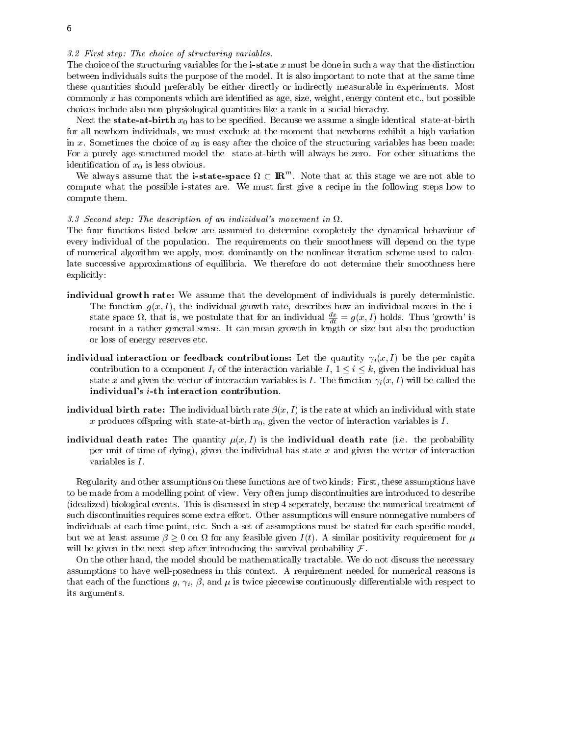### *3.2 First step: The choice of structuring variables.*

The choice of the structuring variables for the **i-state** $x$ must be done in such a way that the distinction between individuals suits the purpose of the model. It is also important to note that at the same time these quantities should preferably be either directly or indirectly measurable in experiments. Most commonly $x$ has components which are identified as age, size, weight, energy content etc., but possible choices include also non-physiological quantities like a rank in a social hierachy.

Next the **state-at-birth** $x_0$ has to be specified. Because we assume a single identical state-at-birth for all newborn individuals, we must exclude at the moment that newborns exhibit a high variation in $x$. Sometimes the choice of $x_0$ is easy after the choice of the structuring variables has been made: For a purely age-structured model the state-at-birth will always be zero. For other situations the identification of $x_0$ is less obvious.

We always assume that the **i-state-space** $\Omega \subset \mathbb{R}^m$. Note that at this stage we are not able to compute what the possible i-states are. We must first give a recipe in the following steps how to compute them.

### *3.3 Second step: The description of an individual's movement in* $\Omega$*.*

The four functions listed below are assumed to determine completely the dynamical behaviour of every individual of the population. The requirements on their smoothness will depend on the type of numerical algorithm we apply, most dominantly on the nonlinear iteration scheme used to calculate successive approximations of equilibria. We therefore do not determine their smoothness here explicitly:

**individual growth rate:** We assume that the development of individuals is purely deterministic. The function $g(x, I)$, the individual growth rate, describes how an individual moves in the i-state space $\Omega$, that is, we postulate that for an individual $\frac{dx}{dt} = g(x, I)$ holds. Thus 'growth' is meant in a rather general sense. It can mean growth in length or size but also the production or loss of energy reserves etc.

**individual interaction or feedback contributions:** Let the quantity $\gamma_i(x, I)$ be the per capita contribution to a component $I_i$ of the interaction variable $I$, $1 \leq i \leq k$, given the individual has state $x$ and given the vector of interaction variables is $I$. The function $\gamma_i(x, I)$ will be called the **individual's** $i$**-th interaction contribution**.

**individual birth rate:** The individual birth rate $\beta(x, I)$ is the rate at which an individual with state $x$ produces offspring with state-at-birth $x_0$, given the vector of interaction variables is $I$.

**individual death rate:** The quantity $\mu(x, I)$ is the **individual death rate** (i.e. the probability per unit of time of dying), given the individual has state $x$ and given the vector of interaction variables is $I$.

Regularity and other assumptions on these functions are of two kinds: First, these assumptions have to be made from a modelling point of view. Very often jump discontinuities are introduced to describe (idealized) biological events. This is discussed in step 4 seperately, because the numerical treatment of such discontinuities requires some extra effort. Other assumptions will ensure nonnegative numbers of individuals at each time point, etc. Such a set of assumptions must be stated for each specific model, but we at least assume $\beta \geq 0$ on $\Omega$ for any feasible given $I(t)$. A similar positivity requirement for $\mu$ will be given in the next step after introducing the survival probability $\mathcal{F}$.

On the other hand, the model should be mathematically tractable. We do not discuss the necessary assumptions to have well-posedness in this context. A requirement needed for numerical reasons is that each of the functions $g$, $\gamma_i$, $\beta$, and $\mu$ is twice piecewise continuously differentiable with respect to its arguments.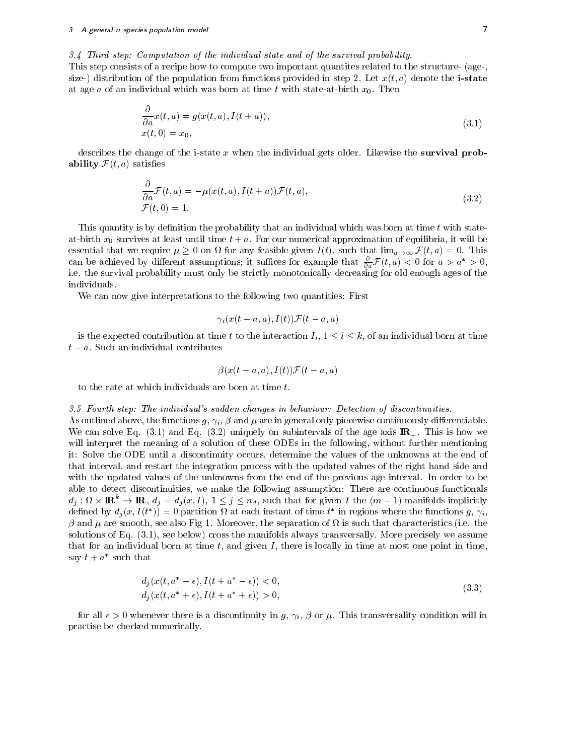### 3.4 Third step: Computation of the individual state and of the survival probability.

This step consists of a recipe how to compute two important quantites related to the structure- (age-, size-) distribution of the population from functions provided in step 2. Let $x(t,a)$ denote the **i-state** at age $a$ of an individual which was born at time $t$ with state-at-birth $x_0$. Then

$$\begin{aligned} &\frac{\partial}{\partial a} x(t,a) = g(x(t,a), I(t+a)), \\ &x(t,0) = x_0, \end{aligned} \tag{3.1}$$

describes the change of the i-state $x$ when the individual gets older. Likewise the **survival probability** $\mathcal{F}(t,a)$ satisfies

$$\begin{aligned} &\frac{\partial}{\partial a} \mathcal{F}(t,a) = -\mu(x(t,a), I(t+a))\mathcal{F}(t,a), \\ &\mathcal{F}(t,0) = 1. \end{aligned} \tag{3.2}$$

This quantity is by definition the probability that an individual which was born at time $t$ with state-at-birth $x_0$ survives at least until time $t+a$. For our numerical approximation of equilibria, it will be essential that we require $\mu \geq 0$ on $\Omega$ for any feasible given $I(t)$, such that $\lim_{a\to\infty} \mathcal{F}(t,a) = 0$. This can be achieved by different assumptions; it suffices for example that $\frac{\partial}{\partial a}\mathcal{F}(t,a) < 0$ for $a > a^* > 0$, i.e. the survival probability must only be strictly monotonically decreasing for old enough ages of the individuals.

We can now give interpretations to the following two quantities: First

$$\gamma_i(x(t-a,a), I(t))\mathcal{F}(t-a,a)$$

is the expected contribution at time $t$ to the interaction $I_i$, $1 \leq i \leq k$, of an individual born at time $t-a$. Such an individual contributes

$$\beta(x(t-a,a), I(t))\mathcal{F}(t-a,a)$$

to the rate at which individuals are born at time $t$.

### 3.5 Fourth step: The individual's sudden changes in behaviour: Detection of discontinuities.

As outlined above, the functions $g$, $\gamma_i$, $\beta$ and $\mu$ are in general only piecewise continuously differentiable. We can solve Eq. (3.1) and Eq. (3.2) uniquely on subintervals of the age axis $\mathbb{R}_+$. This is how we will interpret the meaning of a solution of these ODEs in the following, without further mentioning it: Solve the ODE until a discontinuity occurs, determine the values of the unknowns at the end of that interval, and restart the integration process with the updated values of the right hand side and with the updated values of the unknowns from the end of the previous age interval. In order to be able to detect discontinuities, we make the following assumption: There are continuous functionals $d_j : \Omega \times \mathbb{R}^k \to \mathbb{R}$, $d_j = d_j(x, I)$, $1 \leq j \leq n_d$, such that for given $I$ the $(m-1)$-manifolds implicitly defined by $d_j(x, I(t^*)) = 0$ partition $\Omega$ at each instant of time $t^*$ in regions where the functions $g$, $\gamma_i$, $\beta$ and $\mu$ are smooth, see also Fig 1. Moreover, the separation of $\Omega$ is such that characteristics (i.e. the solutions of Eq. (3.1), see below) cross the manifolds always transversally. More precisely we assume that for an individual born at time $t$, and given $I$, there is locally in time at most one point in time, say $t + a^*$ such that

$$\begin{aligned} &d_j(x(t, a^* - \epsilon), I(t + a^* - \epsilon)) < 0, \\ &d_j(x(t, a^* + \epsilon), I(t + a^* + \epsilon)) > 0, \end{aligned} \tag{3.3}$$

for all $\epsilon > 0$ whenever there is a discontinuity in $g$, $\gamma_i$, $\beta$ or $\mu$. This transversality condition will in practise be checked numerically.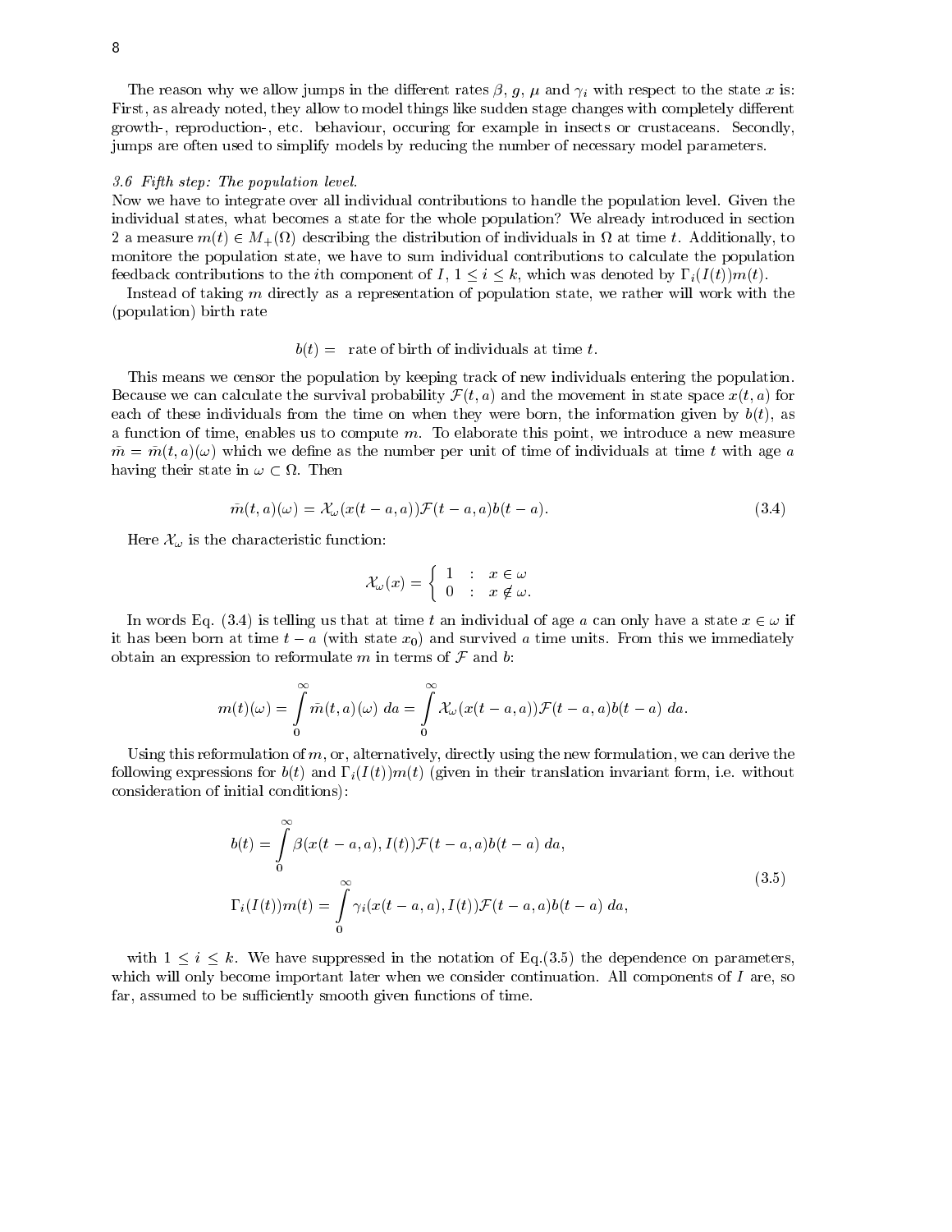The reason why we allow jumps in the different rates $\beta$, $g$, $\mu$ and $\gamma_i$ with respect to the state $x$ is: First, as already noted, they allow to model things like sudden stage changes with completely different growth-, reproduction-, etc. behaviour, occuring for example in insects or crustaceans. Secondly, jumps are often used to simplify models by reducing the number of necessary model parameters.

### *3.6 Fifth step: The population level.*

Now we have to integrate over all individual contributions to handle the population level. Given the individual states, what becomes a state for the whole population? We already introduced in section 2 a measure $m(t) \in M_+(\Omega)$ describing the distribution of individuals in $\Omega$ at time $t$. Additionally, to monitore the population state, we have to sum individual contributions to calculate the population feedback contributions to the $i$th component of $I$, $1 \leq i \leq k$, which was denoted by $\Gamma_i(I(t))m(t)$.

Instead of taking $m$ directly as a representation of population state, we rather will work with the (population) birth rate

$$b(t) = \text{ rate of birth of individuals at time } t.$$

This means we censor the population by keeping track of new individuals entering the population. Because we can calculate the survival probability $\mathcal{F}(t,a)$ and the movement in state space $x(t,a)$ for each of these individuals from the time on when they were born, the information given by $b(t)$, as a function of time, enables us to compute $m$. To elaborate this point, we introduce a new measure $\bar{m} = \bar{m}(t,a)(\omega)$ which we define as the number per unit of time of individuals at time $t$ with age $a$ having their state in $\omega \subset \Omega$. Then

$$\bar{m}(t,a)(\omega) = \mathcal{X}_\omega(x(t-a,a))\mathcal{F}(t-a,a)b(t-a). \tag{3.4}$$

Here $\mathcal{X}_\omega$ is the characteristic function:

$$\mathcal{X}_\omega(x) = \begin{cases} 1 & : \ x \in \omega \\ 0 & : \ x \notin \omega. \end{cases}$$

In words Eq. (3.4) is telling us that at time $t$ an individual of age $a$ can only have a state $x \in \omega$ if it has been born at time $t-a$ (with state $x_0$) and survived $a$ time units. From this we immediately obtain an expression to reformulate $m$ in terms of $\mathcal{F}$ and $b$:

$$m(t)(\omega) = \int_0^\infty \bar{m}(t,a)(\omega)\ da = \int_0^\infty \mathcal{X}_\omega(x(t-a,a))\mathcal{F}(t-a,a)b(t-a)\ da.$$

Using this reformulation of $m$, or, alternatively, directly using the new formulation, we can derive the following expressions for $b(t)$ and $\Gamma_i(I(t))m(t)$ (given in their translation invariant form, i.e. without consideration of initial conditions):

$$\begin{aligned} b(t) &= \int_0^\infty \beta(x(t-a,a), I(t))\mathcal{F}(t-a,a)b(t-a)\ da, \\ \Gamma_i(I(t))m(t) &= \int_0^\infty \gamma_i(x(t-a,a), I(t))\mathcal{F}(t-a,a)b(t-a)\ da, \end{aligned} \tag{3.5}$$

with $1 \leq i \leq k$. We have suppressed in the notation of Eq.(3.5) the dependence on parameters, which will only become important later when we consider continuation. All components of $I$ are, so far, assumed to be sufficiently smooth given functions of time.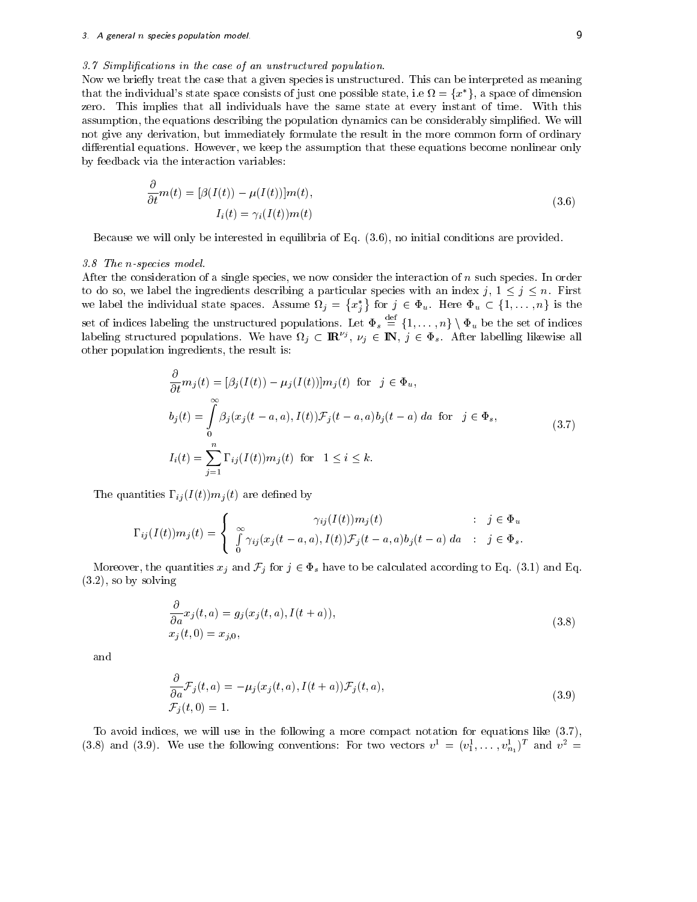### 3.7 *Simplifications in the case of an unstructured population.*

Now we briefly treat the case that a given species is unstructured. This can be interpreted as meaning that the individual's state space consists of just one possible state, i.e $\Omega = \{x^*\}$, a space of dimension zero. This implies that all individuals have the same state at every instant of time. With this assumption, the equations describing the population dynamics can be considerably simplified. We will not give any derivation, but immediately formulate the result in the more common form of ordinary differential equations. However, we keep the assumption that these equations become nonlinear only by feedback via the interaction variables:

$$
\begin{aligned}
\frac{\partial}{\partial t} m(t) &= [\beta(I(t)) - \mu(I(t))] m(t), \\
I_i(t) &= \gamma_i(I(t)) m(t)
\end{aligned}
\tag{3.6}
$$

Because we will only be interested in equilibria of Eq. (3.6), no initial conditions are provided.

### 3.8 *The n-species model.*

After the consideration of a single species, we now consider the interaction of $n$ such species. In order to do so, we label the ingredients describing a particular species with an index $j$, $1 \leq j \leq n$. First we label the individual state spaces. Assume $\Omega_j = \{x_j^*\}$ for $j \in \Phi_u$. Here $\Phi_u \subset \{1, \ldots, n\}$ is the set of indices labeling the unstructured populations. Let $\Phi_s \stackrel{\text{def}}{=} \{1, \ldots, n\} \setminus \Phi_u$ be the set of indices labeling structured populations. We have $\Omega_j \subset \mathbb{R}^{\nu_j}$, $\nu_j \in \mathbb{N}$, $j \in \Phi_s$. After labelling likewise all other population ingredients, the result is:

$$
\begin{aligned}
\frac{\partial}{\partial t} m_j(t) &= [\beta_j(I(t)) - \mu_j(I(t))] m_j(t) \quad \text{for} \quad j \in \Phi_u, \\
b_j(t) &= \int_0^\infty \beta_j(x_j(t-a, a), I(t)) \mathcal{F}_j(t-a, a) b_j(t-a) \, da \quad \text{for} \quad j \in \Phi_s, \\
I_i(t) &= \sum_{j=1}^n \Gamma_{ij}(I(t)) m_j(t) \quad \text{for} \quad 1 \leq i \leq k.
\end{aligned}
\tag{3.7}
$$

The quantities $\Gamma_{ij}(I(t)) m_j(t)$ are defined by

$$
\Gamma_{ij}(I(t)) m_j(t) = \begin{cases} \gamma_{ij}(I(t)) m_j(t) & : \quad j \in \Phi_u \\ \int_0^\infty \gamma_{ij}(x_j(t-a, a), I(t)) \mathcal{F}_j(t-a, a) b_j(t-a) \, da & : \quad j \in \Phi_s. \end{cases}
$$

Moreover, the quantities $x_j$ and $\mathcal{F}_j$ for $j \in \Phi_s$ have to be calculated according to Eq. (3.1) and Eq. (3.2), so by solving

$$
\begin{aligned}
&\frac{\partial}{\partial a} x_j(t, a) = g_j(x_j(t, a), I(t+a)), \\
&x_j(t, 0) = x_{j,0},
\end{aligned}
\tag{3.8}
$$

and

$$
\begin{aligned}
&\frac{\partial}{\partial a} \mathcal{F}_j(t, a) = -\mu_j(x_j(t, a), I(t+a)) \mathcal{F}_j(t, a), \\
&\mathcal{F}_j(t, 0) = 1.
\end{aligned}
\tag{3.9}
$$

To avoid indices, we will use in the following a more compact notation for equations like (3.7), (3.8) and (3.9). We use the following conventions: For two vectors $v^1 = (v_1^1, \ldots, v_{n_1}^1)^T$ and $v^2 =$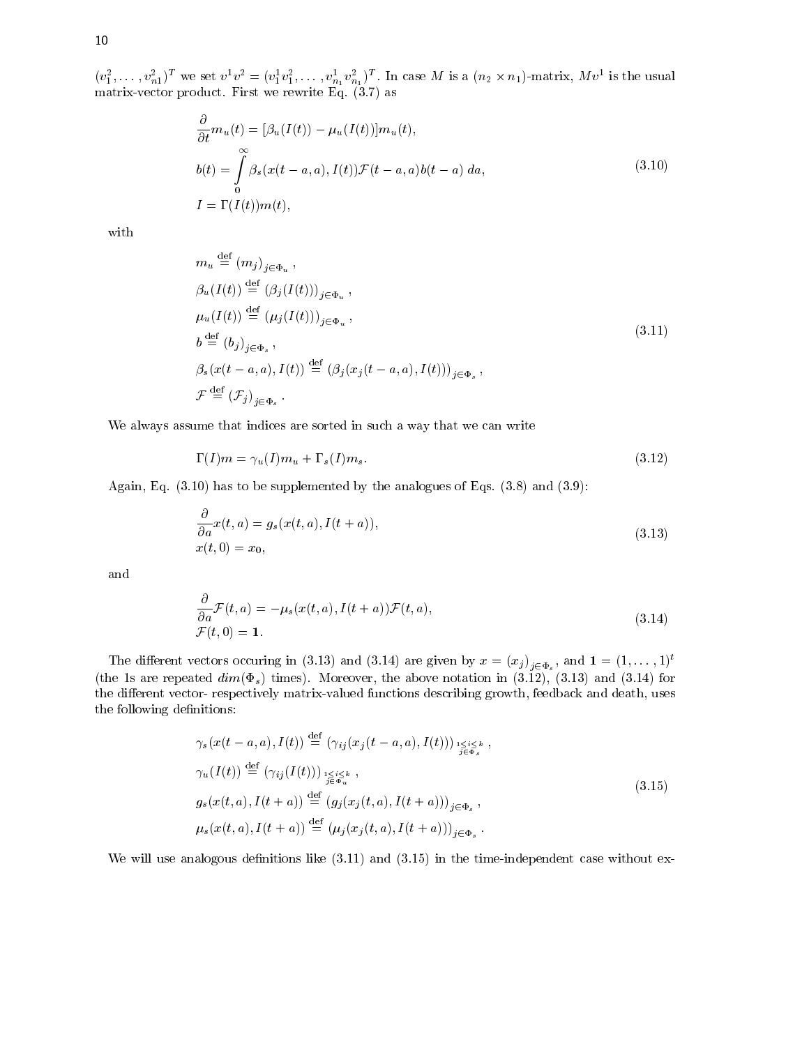$(v_1^2, \ldots, v_{n1}^2)^T$ we set $v^1 v^2 = (v_1^1 v_1^2, \ldots, v_{n_1}^1 v_{n_1}^2)^T$. In case $M$ is a $(n_2 \times n_1)$-matrix, $Mv^1$ is the usual matrix-vector product. First we rewrite Eq. (3.7) as

$$
\begin{aligned}
&\frac{\partial}{\partial t} m_u(t) = [\beta_u(I(t)) - \mu_u(I(t))] m_u(t), \\
&b(t) = \int_0^\infty \beta_s(x(t-a,a), I(t)) \mathcal{F}(t-a,a) b(t-a)\, da, \\
&I = \Gamma(I(t)) m(t),
\end{aligned}
\tag{3.10}
$$

with

$$
\begin{aligned}
&m_u \stackrel{\text{def}}{=} (m_j)_{j\in\Phi_u}, \\
&\beta_u(I(t)) \stackrel{\text{def}}{=} (\beta_j(I(t)))_{j\in\Phi_u}, \\
&\mu_u(I(t)) \stackrel{\text{def}}{=} (\mu_j(I(t)))_{j\in\Phi_u}, \\
&b \stackrel{\text{def}}{=} (b_j)_{j\in\Phi_s}, \\
&\beta_s(x(t-a,a), I(t)) \stackrel{\text{def}}{=} (\beta_j(x_j(t-a,a), I(t)))_{j\in\Phi_s}, \\
&\mathcal{F} \stackrel{\text{def}}{=} (\mathcal{F}_j)_{j\in\Phi_s}.
\end{aligned}
\tag{3.11}
$$

We always assume that indices are sorted in such a way that we can write

$$
\Gamma(I)m = \gamma_u(I) m_u + \Gamma_s(I) m_s. \tag{3.12}
$$

Again, Eq. (3.10) has to be supplemented by the analogues of Eqs. (3.8) and (3.9):

$$
\begin{aligned}
&\frac{\partial}{\partial a} x(t,a) = g_s(x(t,a), I(t+a)), \\
&x(t,0) = x_0,
\end{aligned}
\tag{3.13}
$$

and

$$
\begin{aligned}
&\frac{\partial}{\partial a} \mathcal{F}(t,a) = -\mu_s(x(t,a), I(t+a)) \mathcal{F}(t,a), \\
&\mathcal{F}(t,0) = \mathbf{1}.
\end{aligned}
\tag{3.14}
$$

The different vectors occuring in (3.13) and (3.14) are given by $x = (x_j)_{j\in\Phi_s}$, and $\mathbf{1} = (1, \ldots, 1)^t$ (the 1s are repeated $dim(\Phi_s)$ times). Moreover, the above notation in (3.12), (3.13) and (3.14) for the different vector- respectively matrix-valued functions describing growth, feedback and death, uses the following definitions:

$$
\begin{aligned}
&\gamma_s(x(t-a,a), I(t)) \stackrel{\text{def}}{=} (\gamma_{ij}(x_j(t-a,a), I(t)))_{\substack{1\le i\le k \\ j\in\Phi_s}}, \\
&\gamma_u(I(t)) \stackrel{\text{def}}{=} (\gamma_{ij}(I(t)))_{\substack{1\le i\le k \\ j\in\Phi_u}}, \\
&g_s(x(t,a), I(t+a)) \stackrel{\text{def}}{=} (g_j(x_j(t,a), I(t+a)))_{j\in\Phi_s}, \\
&\mu_s(x(t,a), I(t+a)) \stackrel{\text{def}}{=} (\mu_j(x_j(t,a), I(t+a)))_{j\in\Phi_s}.
\end{aligned}
\tag{3.15}
$$

We will use analogous definitions like (3.11) and (3.15) in the time-independent case without ex-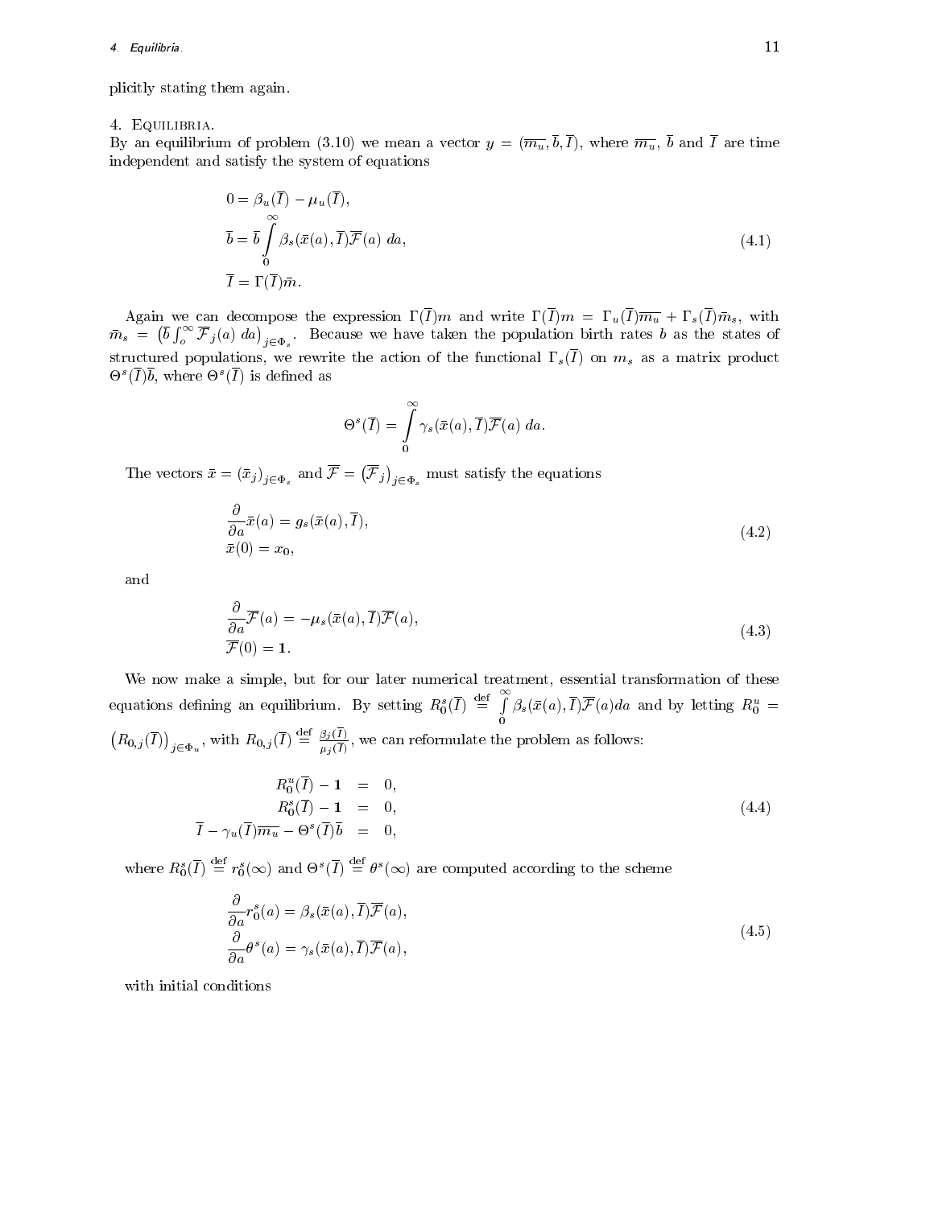plicitly stating them again.

## 4. Equilibria.

By an equilibrium of problem (3.10) we mean a vector $y = (\overline{m_u}, \bar{b}, \bar{I})$, where $\overline{m_u}$, $\bar{b}$ and $\bar{I}$ are time independent and satisfy the system of equations

$$
\begin{aligned}
0 &= \beta_u(\bar{I}) - \mu_u(\bar{I}), \\
\bar{b} &= \bar{b} \int_0^\infty \beta_s(\bar{x}(a), \bar{I}) \overline{\mathcal{F}}(a)\ da, \\
\bar{I} &= \Gamma(\bar{I}) \bar{m}.
\end{aligned}
\tag{4.1}
$$

Again we can decompose the expression $\Gamma(\bar{I})m$ and write $\Gamma(\bar{I})m = \Gamma_u(\bar{I})\overline{m_u} + \Gamma_s(\bar{I})\bar{m}_s$, with $\bar{m}_s = \left(\bar{b} \int_o^\infty \overline{\mathcal{F}}_j(a)\ da\right)_{j \in \Phi_s}$. Because we have taken the population birth rates $b$ as the states of structured populations, we rewrite the action of the functional $\Gamma_s(\bar{I})$ on $m_s$ as a matrix product $\Theta^s(\bar{I})\bar{b}$, where $\Theta^s(\bar{I})$ is defined as

$$
\Theta^s(\bar{I}) = \int_0^\infty \gamma_s(\bar{x}(a), \bar{I}) \overline{\mathcal{F}}(a)\ da.
$$

The vectors $\bar{x} = (\bar{x}_j)_{j \in \Phi_s}$ and $\overline{\mathcal{F}} = \left(\overline{\mathcal{F}}_j\right)_{j \in \Phi_s}$ must satisfy the equations

$$
\begin{aligned}
&\frac{\partial}{\partial a} \bar{x}(a) = g_s(\bar{x}(a), \bar{I}), \\
&\bar{x}(0) = x_0,
\end{aligned}
\tag{4.2}
$$

and

$$
\begin{aligned}
&\frac{\partial}{\partial a} \overline{\mathcal{F}}(a) = -\mu_s(\bar{x}(a), \bar{I}) \overline{\mathcal{F}}(a), \\
&\overline{\mathcal{F}}(0) = \mathbf{1}.
\end{aligned}
\tag{4.3}
$$

We now make a simple, but for our later numerical treatment, essential transformation of these equations defining an equilibrium. By setting $R_0^s(\bar{I}) \stackrel{\text{def}}{=} \int_0^\infty \beta_s(\bar{x}(a), \bar{I}) \overline{\mathcal{F}}(a) da$ and by letting $R_0^u = \left(R_{0,j}(\bar{I})\right)_{j \in \Phi_u}$, with $R_{0,j}(\bar{I}) \stackrel{\text{def}}{=} \frac{\beta_j(\bar{I})}{\mu_j(\bar{I})}$, we can reformulate the problem as follows:

$$
\begin{aligned}
R_0^u(\bar{I}) - \mathbf{1} &= 0, \\
R_0^s(\bar{I}) - \mathbf{1} &= 0, \\
\bar{I} - \gamma_u(\bar{I}) \overline{m_u} - \Theta^s(\bar{I}) \bar{b} &= 0,
\end{aligned}
\tag{4.4}
$$

where $R_0^s(\bar{I}) \stackrel{\text{def}}{=} r_0^s(\infty)$ and $\Theta^s(\bar{I}) \stackrel{\text{def}}{=} \theta^s(\infty)$ are computed according to the scheme

$$
\begin{aligned}
&\frac{\partial}{\partial a} r_0^s(a) = \beta_s(\bar{x}(a), \bar{I}) \overline{\mathcal{F}}(a), \\
&\frac{\partial}{\partial a} \theta^s(a) = \gamma_s(\bar{x}(a), \bar{I}) \overline{\mathcal{F}}(a),
\end{aligned}
\tag{4.5}
$$

with initial conditions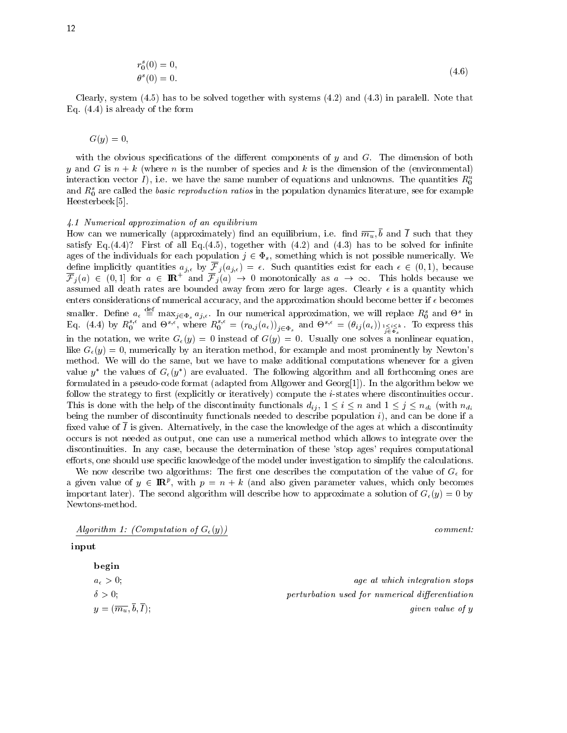$$
\begin{aligned}
r_0^s(0) &= 0, \\
\theta^s(0) &= 0.
\end{aligned}
\tag{4.6}
$$

Clearly, system (4.5) has to be solved together with systems (4.2) and (4.3) in paralell. Note that Eq. (4.4) is already of the form

$$
G(y) = 0,
$$

with the obvious specifications of the different components of $y$ and $G$. The dimension of both $y$ and $G$ is $n + k$ (where $n$ is the number of species and $k$ is the dimension of the (environmental) interaction vector $I$), i.e. we have the same number of equations and unknowns. The quantities $R_0^u$ and $R_0^s$ are called the *basic reproduction ratios* in the population dynamics literature, see for example Heesterbeek[5].

*4.1 Numerical approximation of an equilibrium*

How can we numerically (approximately) find an equilibrium, i.e. find $\overline{m_u}, \overline{b}$ and $\overline{I}$ such that they satisfy Eq.(4.4)? First of all Eq.(4.5), together with (4.2) and (4.3) has to be solved for infinite ages of the individuals for each population $j \in \Phi_s$, something which is not possible numerically. We define implicitly quantities $a_{j,\epsilon}$ by $\overline{\mathcal{F}}_j(a_{j,\epsilon}) = \epsilon$. Such quantities exist for each $\epsilon \in (0,1)$, because $\overline{\mathcal{F}}_j(a) \in (0,1]$ for $a \in \mathbb{R}^+$ and $\overline{\mathcal{F}}_j(a) \to 0$ monotonically as $a \to \infty$. This holds because we assumed all death rates are bounded away from zero for large ages. Clearly $\epsilon$ is a quantity which enters considerations of numerical accuracy, and the approximation should become better if $\epsilon$ becomes smaller. Define $a_\epsilon \overset{\text{def}}{=} \max_{j \in \Phi_s} a_{j,\epsilon}$. In our numerical approximation, we will replace $R_0^s$ and $\Theta^s$ in Eq. (4.4) by $R_0^{s,\epsilon}$ and $\Theta^{s,\epsilon}$, where $R_0^{s,\epsilon} = (r_{0,j}(a_\epsilon))_{j \in \Phi_s}$ and $\Theta^{s,\epsilon} = (\theta_{ij}(a_\epsilon))_{\substack{1 \le i \le k \\ j \in \Phi_s}}$. To express this in the notation, we write $G_\epsilon(y) = 0$ instead of $G(y) = 0$. Usually one solves a nonlinear equation, like $G_\epsilon(y) = 0$, numerically by an iteration method, for example and most prominently by Newton's method. We will do the same, but we have to make additional computations whenever for a given value $y^*$ the values of $G_\epsilon(y^*)$ are evaluated. The following algorithm and all forthcoming ones are formulated in a pseudo-code format (adapted from Allgower and Georg[1]). In the algorithm below we follow the strategy to first (explicitly or iteratively) compute the $i$-states where discontinuities occur. This is done with the help of the discontinuity functionals $d_{ij}$, $1 \le i \le n$ and $1 \le j \le n_{d_i}$ (with $n_{d_i}$ being the number of discontinuity functionals needed to describe population $i$), and can be done if a fixed value of $\overline{I}$ is given. Alternatively, in the case the knowledge of the ages at which a discontinuity occurs is not needed as output, one can use a numerical method which allows to integrate over the discontinuities. In any case, because the determination of these 'stop ages' requires computational efforts, one should use specific knowledge of the model under investigation to simplify the calculations.

We now describe two algorithms: The first one describes the computation of the value of $G_\epsilon$ for a given value of $y \in \mathbb{R}^p$, with $p = n + k$ (and also given parameter values, which only becomes important later). The second algorithm will describe how to approximate a solution of $G_\epsilon(y) = 0$ by Newtons-method.

| <u>*Algorithm 1: (Computation of $G_\epsilon(y)$)*</u> | *comment:* |
|---|---|
| **input** | |
| &nbsp;&nbsp;&nbsp;&nbsp;**begin** | |
| &nbsp;&nbsp;&nbsp;&nbsp;$a_\epsilon > 0$; | *age at which integration stops* |
| &nbsp;&nbsp;&nbsp;&nbsp;$\delta > 0$; | *perturbation used for numerical differentiation* |
| &nbsp;&nbsp;&nbsp;&nbsp;$y = (\overline{m_u}, \overline{b}, \overline{I})$; | *given value of y* |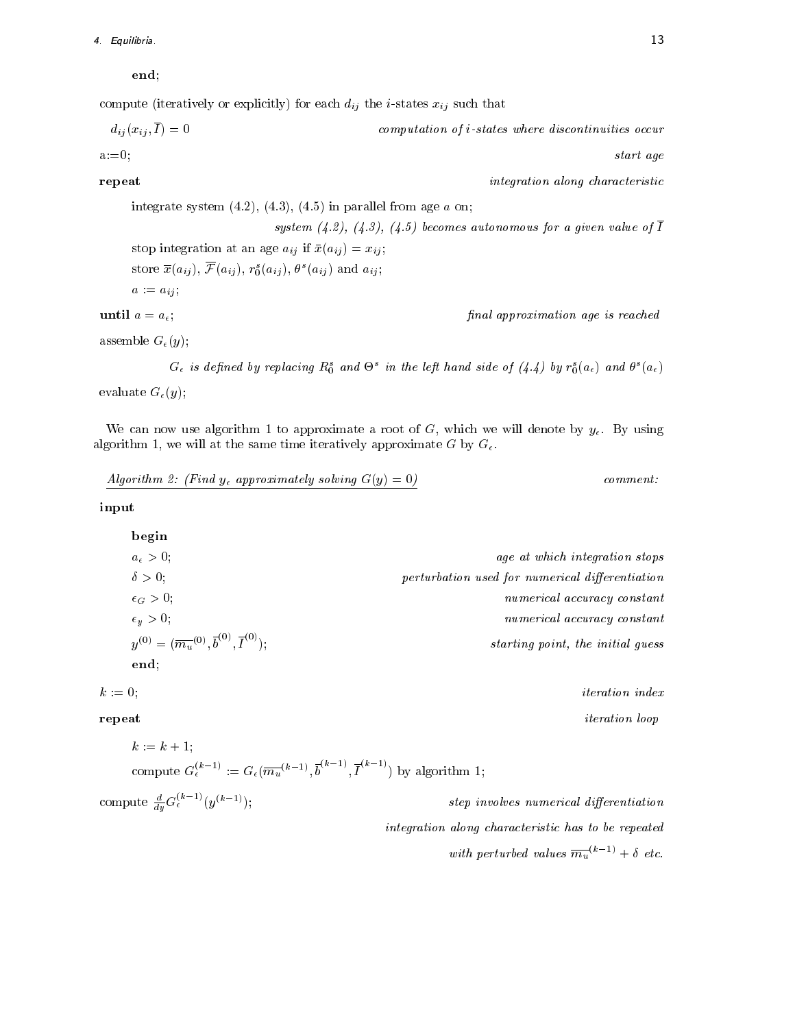**end**;

compute (iteratively or explicitly) for each $d_{ij}$ the $i$-states $x_{ij}$ such that

$d_{ij}(x_{ij}, \overline{I}) = 0$ *computation of i-states where discontinuities occur*

a:=0; *start age*

**repeat** *integration along characteristic*

integrate system (4.2), (4.3), (4.5) in parallel from age $a$ on;

*system (4.2), (4.3), (4.5) becomes autonomous for a given value of* $\overline{I}$

stop integration at an age $a_{ij}$ if $\bar{x}(a_{ij}) = x_{ij}$;

store $\overline{x}(a_{ij})$, $\overline{\mathcal{F}}(a_{ij})$, $r_0^s(a_{ij})$, $\theta^s(a_{ij})$ and $a_{ij}$;

$a := a_{ij}$;

**until** $a = a_\epsilon$; *final approximation age is reached*

assemble $G_\epsilon(y)$;

*$G_\epsilon$ is defined by replacing $R_0^s$ and $\Theta^s$ in the left hand side of (4.4) by $r_0^s(a_\epsilon)$ and $\theta^s(a_\epsilon)$*

evaluate $G_\epsilon(y)$;

We can now use algorithm 1 to approximate a root of $G$, which we will denote by $y_\epsilon$. By using algorithm 1, we will at the same time iteratively approximate $G$ by $G_\epsilon$.

*Algorithm 2: (Find $y_\epsilon$ approximately solving $G(y) = 0$)* *comment:*

**input**

**begin**

$a_\epsilon > 0$; *age at which integration stops*

$\delta > 0$; *perturbation used for numerical differentiation*

$\epsilon_G > 0$; *numerical accuracy constant*

$\epsilon_y > 0$; *numerical accuracy constant*

$y^{(0)} = (\overline{m_u}^{(0)}, \overline{b}^{(0)}, \overline{I}^{(0)})$; *starting point, the initial guess*

**end**;

$k := 0$; *iteration index*

**repeat** *iteration loop*

$k := k + 1$;

compute $G_\epsilon^{(k-1)} := G_\epsilon(\overline{m_u}^{(k-1)}, \overline{b}^{(k-1)}, \overline{I}^{(k-1)})$ by algorithm 1;

compute $\frac{d}{dy} G_\epsilon^{(k-1)}(y^{(k-1)})$; *step involves numerical differentiation*

*integration along characteristic has to be repeated*

*with perturbed values $\overline{m_u}^{(k-1)} + \delta$ etc.*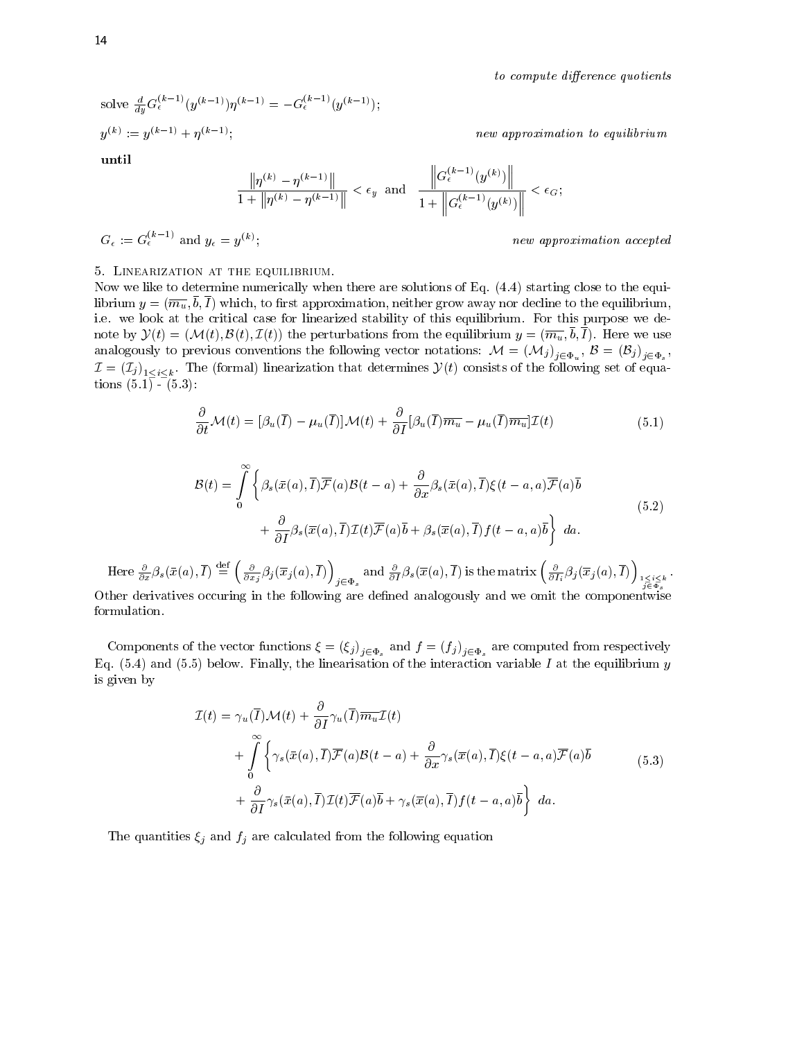*to compute difference quotients*

solve $\frac{d}{dy} G_\epsilon^{(k-1)}(y^{(k-1)})\eta^{(k-1)} = -G_\epsilon^{(k-1)}(y^{(k-1)})$;

$y^{(k)} := y^{(k-1)} + \eta^{(k-1)}$; *new approximation to equilibrium*

**until**

$$\frac{\left\|\eta^{(k)} - \eta^{(k-1)}\right\|}{1 + \left\|\eta^{(k)} - \eta^{(k-1)}\right\|} < \epsilon_y \text{ and } \frac{\left\|G_\epsilon^{(k-1)}(y^{(k)})\right\|}{1 + \left\|G_\epsilon^{(k-1)}(y^{(k)})\right\|} < \epsilon_G;$$

$G_\epsilon := G_\epsilon^{(k-1)}$ and $y_\epsilon = y^{(k)}$; *new approximation accepted*

## 5. Linearization at the equilibrium.

Now we like to determine numerically when there are solutions of Eq. (4.4) starting close to the equilibrium $y = (\overline{m_u}, \overline{b}, \overline{I})$ which, to first approximation, neither grow away nor decline to the equilibrium, i.e. we look at the critical case for linearized stability of this equilibrium. For this purpose we denote by $\mathcal{Y}(t) = (\mathcal{M}(t), \mathcal{B}(t), \mathcal{I}(t))$ the perturbations from the equilibrium $y = (\overline{m_u}, \overline{b}, \overline{I})$. Here we use analogously to previous conventions the following vector notations: $\mathcal{M} = (\mathcal{M}_j)_{j\in\Phi_u}$, $\mathcal{B} = (\mathcal{B}_j)_{j\in\Phi_s}$, $\mathcal{I} = (\mathcal{I}_j)_{1\le i\le k}$. The (formal) linearization that determines $\mathcal{Y}(t)$ consists of the following set of equations (5.1) - (5.3):

$$\frac{\partial}{\partial t}\mathcal{M}(t) = [\beta_u(\overline{I}) - \mu_u(\overline{I})]\mathcal{M}(t) + \frac{\partial}{\partial I}[\beta_u(\overline{I})\overline{m_u} - \mu_u(\overline{I})\overline{m_u}]\mathcal{I}(t) \tag{5.1}$$

$$\begin{aligned}\mathcal{B}(t) = \int_0^\infty \Big\{ &\beta_s(\bar{x}(a), \overline{I})\overline{\mathcal{F}}(a)\mathcal{B}(t-a) + \frac{\partial}{\partial x}\beta_s(\bar{x}(a), \overline{I})\xi(t-a, a)\overline{\mathcal{F}}(a)\overline{b} \\ &+ \frac{\partial}{\partial I}\beta_s(\overline{x}(a), \overline{I})\mathcal{I}(t)\overline{\mathcal{F}}(a)\overline{b} + \beta_s(\overline{x}(a), \overline{I})f(t-a, a)\overline{b}\Big\}\, da.\end{aligned} \tag{5.2}$$

Here $\frac{\partial}{\partial x}\beta_s(\bar{x}(a), \overline{I}) \stackrel{\text{def}}{=} \left(\frac{\partial}{\partial x_j}\beta_j(\overline{x}_j(a), \overline{I})\right)_{j\in\Phi_s}$ and $\frac{\partial}{\partial I}\beta_s(\overline{x}(a), \overline{I})$ is the matrix $\left(\frac{\partial}{\partial I_i}\beta_j(\overline{x}_j(a), \overline{I})\right)_{\substack{1\le i\le k\\ j\in\Phi_s}}$. Other derivatives occuring in the following are defined analogously and we omit the componentwise formulation.

Components of the vector functions $\xi = (\xi_j)_{j\in\Phi_s}$ and $f = (f_j)_{j\in\Phi_s}$ are computed from respectively Eq. (5.4) and (5.5) below. Finally, the linearisation of the interaction variable $I$ at the equilibrium $y$ is given by

$$\begin{aligned}\mathcal{I}(t) = &\gamma_u(\overline{I})\mathcal{M}(t) + \frac{\partial}{\partial I}\gamma_u(\overline{I})\overline{m_u}\mathcal{I}(t) \\ &+ \int_0^\infty \Big\{\gamma_s(\bar{x}(a), \overline{I})\overline{\mathcal{F}}(a)\mathcal{B}(t-a) + \frac{\partial}{\partial x}\gamma_s(\overline{x}(a), \overline{I})\xi(t-a, a)\overline{\mathcal{F}}(a)\overline{b} \\ &+ \frac{\partial}{\partial I}\gamma_s(\overline{x}(a), \overline{I})\mathcal{I}(t)\overline{\mathcal{F}}(a)\overline{b} + \gamma_s(\overline{x}(a), \overline{I})f(t-a, a)\overline{b}\Big\}\, da.\end{aligned} \tag{5.3}$$

The quantities $\xi_j$ and $f_j$ are calculated from the following equation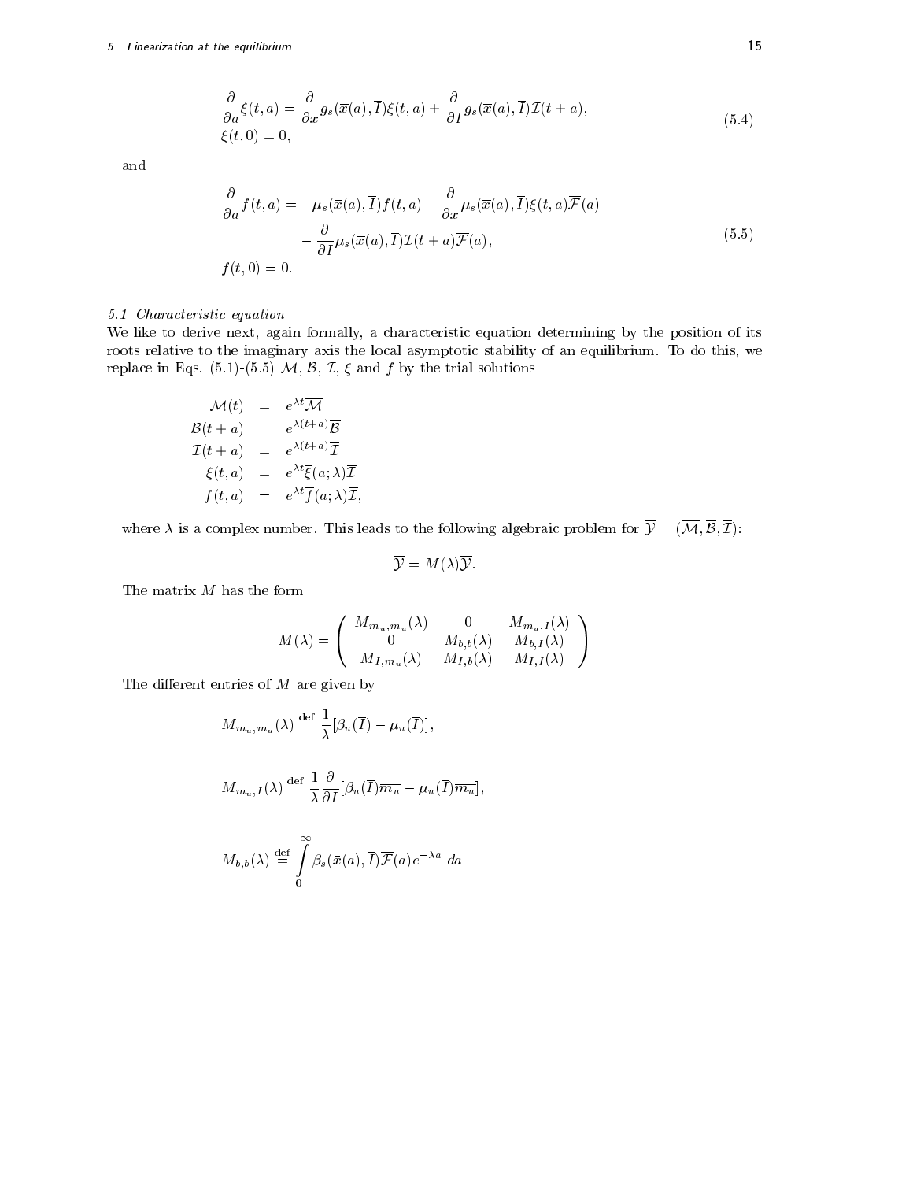$$
\begin{aligned}
&\frac{\partial}{\partial a}\xi(t,a) = \frac{\partial}{\partial x}g_s(\overline{x}(a),\overline{I})\xi(t,a) + \frac{\partial}{\partial I}g_s(\overline{x}(a),\overline{I})\mathcal{I}(t+a), \\
&\xi(t,0) = 0,
\end{aligned}
\tag{5.4}
$$

and

$$
\begin{aligned}
\frac{\partial}{\partial a}f(t,a) = &-\mu_s(\overline{x}(a),\overline{I})f(t,a) - \frac{\partial}{\partial x}\mu_s(\overline{x}(a),\overline{I})\xi(t,a)\overline{\mathcal{F}}(a) \\
&- \frac{\partial}{\partial I}\mu_s(\overline{x}(a),\overline{I})\mathcal{I}(t+a)\overline{\mathcal{F}}(a), \\
f(t,0) = 0&.
\end{aligned}
\tag{5.5}
$$

### 5.1 Characteristic equation

We like to derive next, again formally, a characteristic equation determining by the position of its roots relative to the imaginary axis the local asymptotic stability of an equilibrium. To do this, we replace in Eqs. (5.1)-(5.5) $\mathcal{M}$, $\mathcal{B}$, $\mathcal{I}$, $\xi$ and $f$ by the trial solutions

$$
\begin{aligned}
\mathcal{M}(t) &= e^{\lambda t}\overline{\mathcal{M}} \\
\mathcal{B}(t+a) &= e^{\lambda(t+a)}\overline{\mathcal{B}} \\
\mathcal{I}(t+a) &= e^{\lambda(t+a)}\overline{\mathcal{I}} \\
\xi(t,a) &= e^{\lambda t}\overline{\xi}(a;\lambda)\overline{\mathcal{I}} \\
f(t,a) &= e^{\lambda t}\overline{f}(a;\lambda)\overline{\mathcal{I}},
\end{aligned}
$$

where $\lambda$ is a complex number. This leads to the following algebraic problem for $\overline{\mathcal{Y}} = (\overline{\mathcal{M}}, \overline{\mathcal{B}}, \overline{\mathcal{I}})$:

$$
\overline{\mathcal{Y}} = M(\lambda)\overline{\mathcal{Y}}.
$$

The matrix $M$ has the form

$$
M(\lambda) = \begin{pmatrix} M_{m_u,m_u}(\lambda) & 0 & M_{m_u,I}(\lambda) \\ 0 & M_{b,b}(\lambda) & M_{b,I}(\lambda) \\ M_{I,m_u}(\lambda) & M_{I,b}(\lambda) & M_{I,I}(\lambda) \end{pmatrix}
$$

The different entries of $M$ are given by

$$
M_{m_u,m_u}(\lambda) \stackrel{\text{def}}{=} \frac{1}{\lambda}[\beta_u(\overline{I}) - \mu_u(\overline{I})],
$$

$$
M_{m_u,I}(\lambda) \stackrel{\text{def}}{=} \frac{1}{\lambda}\frac{\partial}{\partial I}[\beta_u(\overline{I})\overline{m_u} - \mu_u(\overline{I})\overline{m_u}],
$$

$$
M_{b,b}(\lambda) \stackrel{\text{def}}{=} \int_0^\infty \beta_s(\bar{x}(a),\overline{I})\overline{\mathcal{F}}(a)e^{-\lambda a}\, da
$$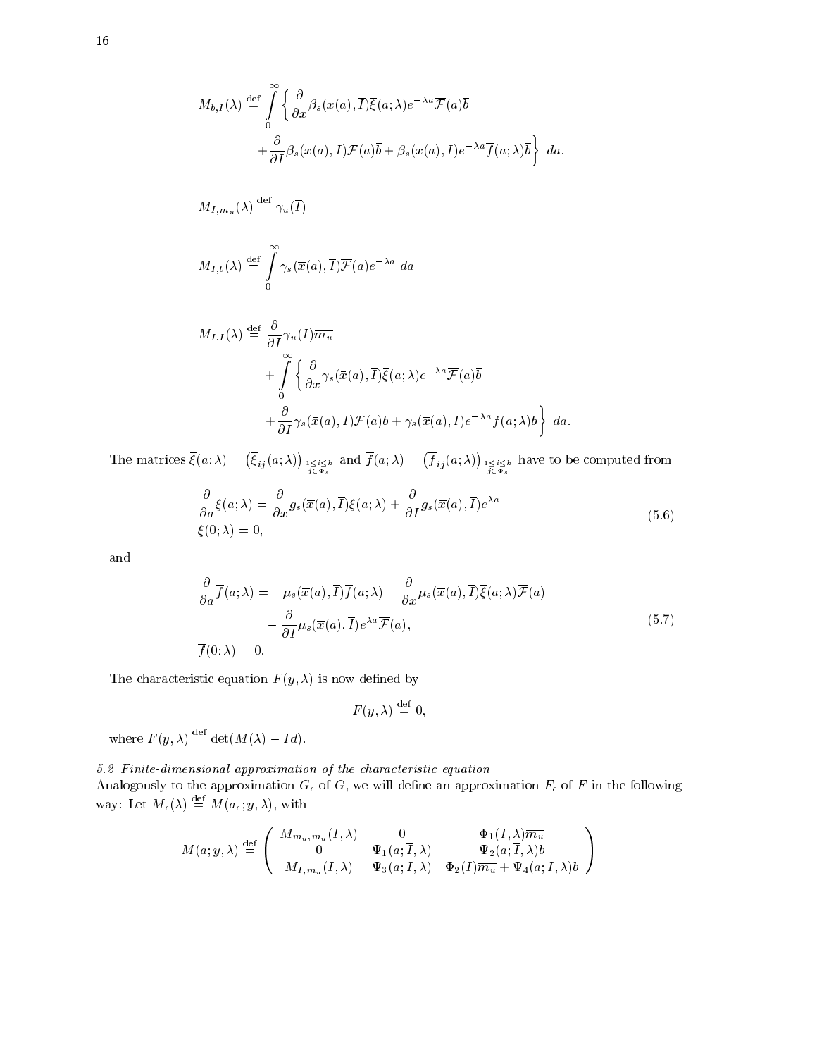$$M_{b,I}(\lambda) \stackrel{\text{def}}{=} \int_0^\infty \left\{ \frac{\partial}{\partial x}\beta_s(\bar{x}(a),\overline{I})\overline{\xi}(a;\lambda)e^{-\lambda a}\overline{\mathcal{F}}(a)\overline{b} + \frac{\partial}{\partial I}\beta_s(\bar{x}(a),\overline{I})\overline{\mathcal{F}}(a)\overline{b} + \beta_s(\bar{x}(a),\overline{I})e^{-\lambda a}\overline{f}(a;\lambda)\overline{b} \right\} \, da.$$

$$M_{I,m_u}(\lambda) \stackrel{\text{def}}{=} \gamma_u(\overline{I})$$

$$M_{I,b}(\lambda) \stackrel{\text{def}}{=} \int_0^\infty \gamma_s(\overline{x}(a),\overline{I})\overline{\mathcal{F}}(a)e^{-\lambda a} \, da$$

$$M_{I,I}(\lambda) \stackrel{\text{def}}{=} \frac{\partial}{\partial I}\gamma_u(\overline{I})\overline{m_u} + \int_0^\infty \left\{ \frac{\partial}{\partial x}\gamma_s(\bar{x}(a),\overline{I})\overline{\xi}(a;\lambda)e^{-\lambda a}\overline{\mathcal{F}}(a)\overline{b} + \frac{\partial}{\partial I}\gamma_s(\bar{x}(a),\overline{I})\overline{\mathcal{F}}(a)\overline{b} + \gamma_s(\bar{x}(a),\overline{I})e^{-\lambda a}\overline{f}(a;\lambda)\overline{b} \right\} \, da.$$

The matrices $\overline{\xi}(a;\lambda) = \left(\overline{\xi}_{ij}(a;\lambda)\right)_{\substack{1\leq i\leq k\\ j\in\Phi_s}}$ and $\overline{f}(a;\lambda) = \left(\overline{f}_{ij}(a;\lambda)\right)_{\substack{1\leq i\leq k\\ j\in\Phi_s}}$ have to be computed from

$$\begin{aligned} &\frac{\partial}{\partial a}\overline{\xi}(a;\lambda) = \frac{\partial}{\partial x}g_s(\overline{x}(a),\overline{I})\overline{\xi}(a;\lambda) + \frac{\partial}{\partial I}g_s(\overline{x}(a),\overline{I})e^{\lambda a} \\ &\overline{\xi}(0;\lambda) = 0, \end{aligned} \tag{5.6}$$

and

$$\begin{aligned} \frac{\partial}{\partial a}\overline{f}(a;\lambda) &= -\mu_s(\overline{x}(a),\overline{I})\overline{f}(a;\lambda) - \frac{\partial}{\partial x}\mu_s(\overline{x}(a),\overline{I})\overline{\xi}(a;\lambda)\overline{\mathcal{F}}(a) \\ &\quad - \frac{\partial}{\partial I}\mu_s(\overline{x}(a),\overline{I})e^{\lambda a}\overline{\mathcal{F}}(a), \\ \overline{f}(0;\lambda) &= 0. \end{aligned} \tag{5.7}$$

The characteristic equation $F(y,\lambda)$ is now defined by

$$F(y,\lambda) \stackrel{\text{def}}{=} 0,$$

where $F(y,\lambda) \stackrel{\text{def}}{=} \det(M(\lambda) - Id)$.

*5.2 Finite-dimensional approximation of the characteristic equation*

Analogously to the approximation $G_\epsilon$ of $G$, we will define an approximation $F_\epsilon$ of $F$ in the following way: Let $M_\epsilon(\lambda) \stackrel{\text{def}}{=} M(a_\epsilon; y, \lambda)$, with

$$M(a;y,\lambda) \stackrel{\text{def}}{=} \begin{pmatrix} M_{m_u,m_u}(\overline{I},\lambda) & 0 & \Phi_1(\overline{I},\lambda)\overline{m_u} \\ 0 & \Psi_1(a;\overline{I},\lambda) & \Psi_2(a;\overline{I},\lambda)\overline{b} \\ M_{I,m_u}(\overline{I},\lambda) & \Psi_3(a;\overline{I},\lambda) & \Phi_2(\overline{I})\overline{m_u} + \Psi_4(a;\overline{I},\lambda)\overline{b} \end{pmatrix}$$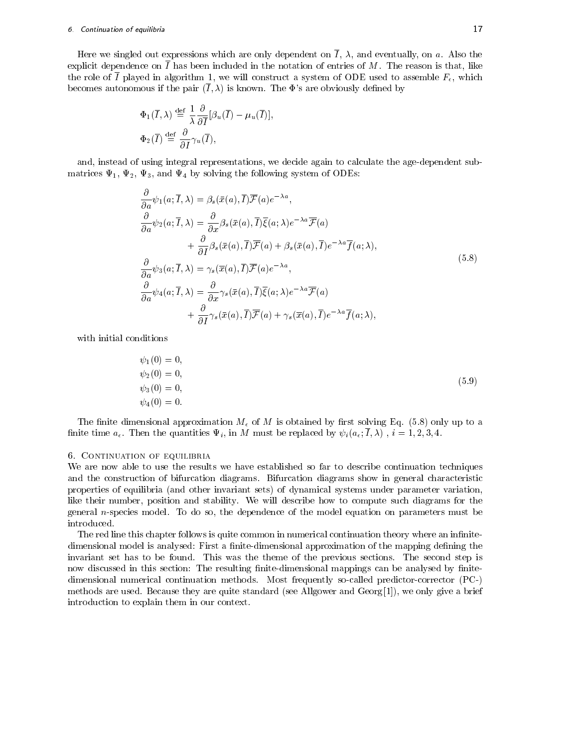Here we singled out expressions which are only dependent on $\overline{I}$, $\lambda$, and eventually, on $a$. Also the explicit dependence on $\overline{I}$ has been included in the notation of entries of $M$. The reason is that, like the role of $\overline{I}$ played in algorithm 1, we will construct a system of ODE used to assemble $F_\epsilon$, which becomes autonomous if the pair $(\overline{I}, \lambda)$ is known. The $\Phi$'s are obviously defined by

$$
\begin{aligned}
\Phi_1(\overline{I}, \lambda) &\stackrel{\text{def}}{=} \frac{1}{\lambda} \frac{\partial}{\partial \overline{I}} [\beta_u(\overline{I}) - \mu_u(\overline{I})], \\
\Phi_2(\overline{I}) &\stackrel{\text{def}}{=} \frac{\partial}{\partial I} \gamma_u(\overline{I}),
\end{aligned}
$$

and, instead of using integral representations, we decide again to calculate the age-dependent submatrices $\Psi_1$, $\Psi_2$, $\Psi_3$, and $\Psi_4$ by solving the following system of ODEs:

$$
\begin{aligned}
\frac{\partial}{\partial a} \psi_1(a; \overline{I}, \lambda) &= \beta_s(\overline{x}(a), \overline{I}) \overline{\mathcal{F}}(a) e^{-\lambda a}, \\
\frac{\partial}{\partial a} \psi_2(a; \overline{I}, \lambda) &= \frac{\partial}{\partial x} \beta_s(\overline{x}(a), \overline{I}) \overline{\xi}(a; \lambda) e^{-\lambda a} \overline{\mathcal{F}}(a) \\
&\quad + \frac{\partial}{\partial I} \beta_s(\overline{x}(a), \overline{I}) \overline{\mathcal{F}}(a) + \beta_s(\overline{x}(a), \overline{I}) e^{-\lambda a} \overline{f}(a; \lambda), \\
\frac{\partial}{\partial a} \psi_3(a; \overline{I}, \lambda) &= \gamma_s(\overline{x}(a), \overline{I}) \overline{\mathcal{F}}(a) e^{-\lambda a}, \\
\frac{\partial}{\partial a} \psi_4(a; \overline{I}, \lambda) &= \frac{\partial}{\partial x} \gamma_s(\overline{x}(a), \overline{I}) \overline{\xi}(a; \lambda) e^{-\lambda a} \overline{\mathcal{F}}(a) \\
&\quad + \frac{\partial}{\partial I} \gamma_s(\overline{x}(a), \overline{I}) \overline{\mathcal{F}}(a) + \gamma_s(\overline{x}(a), \overline{I}) e^{-\lambda a} \overline{f}(a; \lambda),
\end{aligned}
\tag{5.8}
$$

with initial conditions

$$
\begin{aligned}
\psi_1(0) &= 0, \\
\psi_2(0) &= 0, \\
\psi_3(0) &= 0, \\
\psi_4(0) &= 0.
\end{aligned}
\tag{5.9}
$$

The finite dimensional approximation $M_\epsilon$ of $M$ is obtained by first solving Eq. (5.8) only up to a finite time $a_\epsilon$. Then the quantities $\Psi_i$, in $M$ must be replaced by $\psi_i(a_\epsilon; \overline{I}, \lambda)$ , $i = 1, 2, 3, 4$.

## 6. Continuation of equilibria

We are now able to use the results we have established so far to describe continuation techniques and the construction of bifurcation diagrams. Bifurcation diagrams show in general characteristic properties of equilibria (and other invariant sets) of dynamical systems under parameter variation, like their number, position and stability. We will describe how to compute such diagrams for the general $n$-species model. To do so, the dependence of the model equation on parameters must be introduced.

The red line this chapter follows is quite common in numerical continuation theory where an infinite-dimensional model is analysed: First a finite-dimensional approximation of the mapping defining the invariant set has to be found. This was the theme of the previous sections. The second step is now discussed in this section: The resulting finite-dimensional mappings can be analysed by finite-dimensional numerical continuation methods. Most frequently so-called predictor-corrector (PC-) methods are used. Because they are quite standard (see Allgower and Georg [1]), we only give a brief introduction to explain them in our context.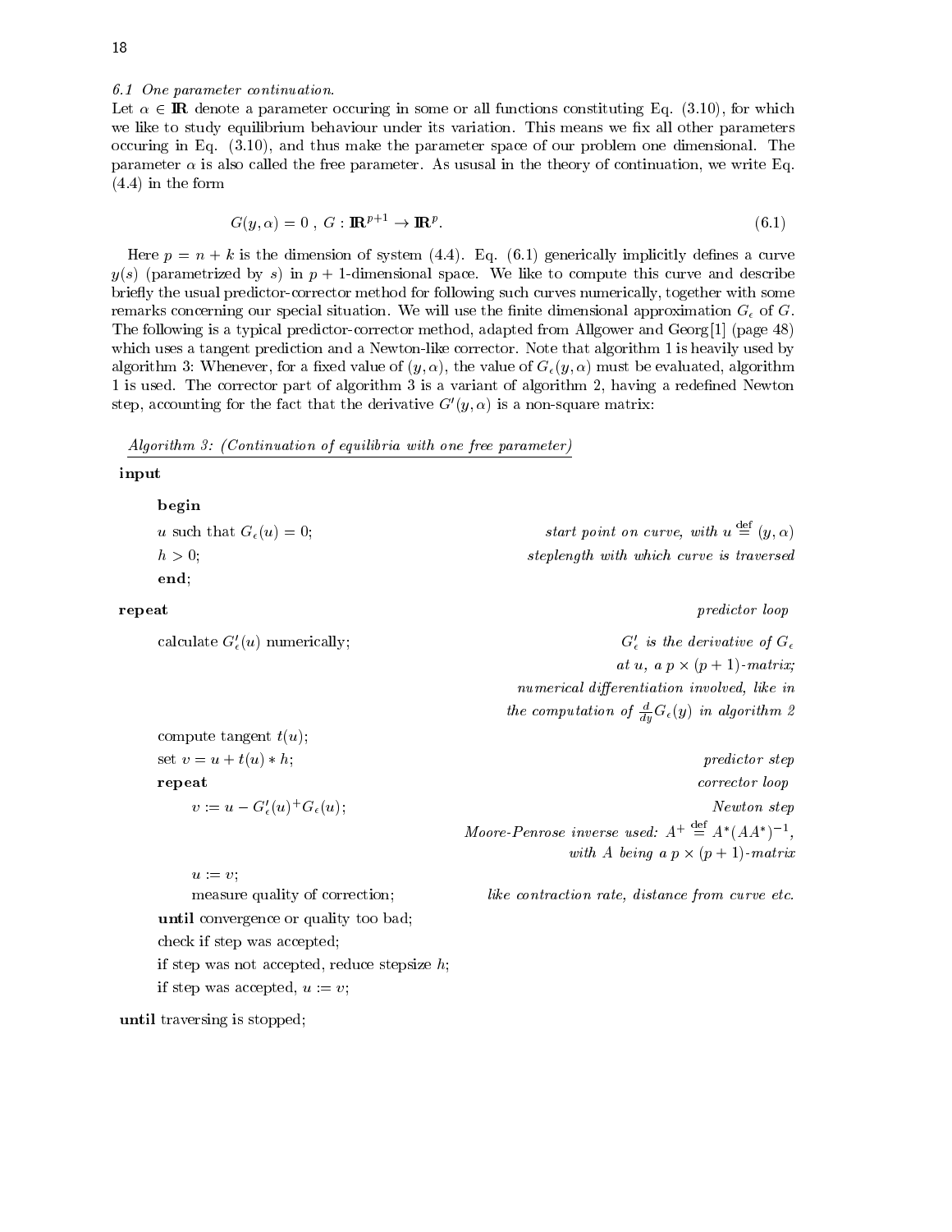### 6.1 One parameter continuation.

Let $\alpha \in \mathbb{R}$ denote a parameter occuring in some or all functions constituting Eq. (3.10), for which we like to study equilibrium behaviour under its variation. This means we fix all other parameters occuring in Eq. (3.10), and thus make the parameter space of our problem one dimensional. The parameter $\alpha$ is also called the free parameter. As ususal in the theory of continuation, we write Eq. (4.4) in the form

$$G(y, \alpha) = 0 \; , \; G : \mathbb{R}^{p+1} \to \mathbb{R}^{p}. \tag{6.1}$$

Here $p = n + k$ is the dimension of system (4.4). Eq. (6.1) generically implicitly defines a curve $y(s)$ (parametrized by $s$) in $p+1$-dimensional space. We like to compute this curve and describe briefly the usual predictor-corrector method for following such curves numerically, together with some remarks concerning our special situation. We will use the finite dimensional approximation $G_\epsilon$ of $G$. The following is a typical predictor-corrector method, adapted from Allgower and Georg[1] (page 48) which uses a tangent prediction and a Newton-like corrector. Note that algorithm 1 is heavily used by algorithm 3: Whenever, for a fixed value of $(y, \alpha)$, the value of $G_\epsilon(y, \alpha)$ must be evaluated, algorithm 1 is used. The corrector part of algorithm 3 is a variant of algorithm 2, having a redefined Newton step, accounting for the fact that the derivative $G'(y, \alpha)$ is a non-square matrix:

*Algorithm 3: (Continuation of equilibria with one free parameter)*

**input**

&nbsp;&nbsp;&nbsp;&nbsp;**begin**

&nbsp;&nbsp;&nbsp;&nbsp;$u$ such that $G_\epsilon(u) = 0$; &nbsp;&nbsp;&nbsp;&nbsp; *start point on curve, with* $u \stackrel{\text{def}}{=} (y, \alpha)$

&nbsp;&nbsp;&nbsp;&nbsp;$h > 0$; &nbsp;&nbsp;&nbsp;&nbsp; *steplength with which curve is traversed*

&nbsp;&nbsp;&nbsp;&nbsp;**end**;

**repeat** &nbsp;&nbsp;&nbsp;&nbsp; *predictor loop*

&nbsp;&nbsp;&nbsp;&nbsp;calculate $G'_\epsilon(u)$ numerically; &nbsp;&nbsp;&nbsp;&nbsp; *$G'_\epsilon$ is the derivative of $G_\epsilon$ at $u$, a $p \times (p+1)$-matrix; numerical differentiation involved, like in the computation of $\frac{d}{dy}G_\epsilon(y)$ in algorithm 2*

&nbsp;&nbsp;&nbsp;&nbsp;compute tangent $t(u)$;

&nbsp;&nbsp;&nbsp;&nbsp;set $v = u + t(u) * h$; &nbsp;&nbsp;&nbsp;&nbsp; *predictor step*

&nbsp;&nbsp;&nbsp;&nbsp;**repeat** &nbsp;&nbsp;&nbsp;&nbsp; *corrector loop*

&nbsp;&nbsp;&nbsp;&nbsp;&nbsp;&nbsp;&nbsp;&nbsp;$v := u - G'_\epsilon(u)^{+} G_\epsilon(u)$; &nbsp;&nbsp;&nbsp;&nbsp; *Newton step*

&nbsp;&nbsp;&nbsp;&nbsp;&nbsp;&nbsp;&nbsp;&nbsp;*Moore-Penrose inverse used:* $A^{+} \stackrel{\text{def}}{=} A^{*}(AA^{*})^{-1}$, *with $A$ being a $p \times (p+1)$-matrix*

&nbsp;&nbsp;&nbsp;&nbsp;&nbsp;&nbsp;&nbsp;&nbsp;$u := v$;

&nbsp;&nbsp;&nbsp;&nbsp;&nbsp;&nbsp;&nbsp;&nbsp;measure quality of correction; &nbsp;&nbsp;&nbsp;&nbsp; *like contraction rate, distance from curve etc.*

&nbsp;&nbsp;&nbsp;&nbsp;**until** convergence or quality too bad;

&nbsp;&nbsp;&nbsp;&nbsp;check if step was accepted;

&nbsp;&nbsp;&nbsp;&nbsp;if step was not accepted, reduce stepsize $h$;

&nbsp;&nbsp;&nbsp;&nbsp;if step was accepted, $u := v$;

**until** traversing is stopped;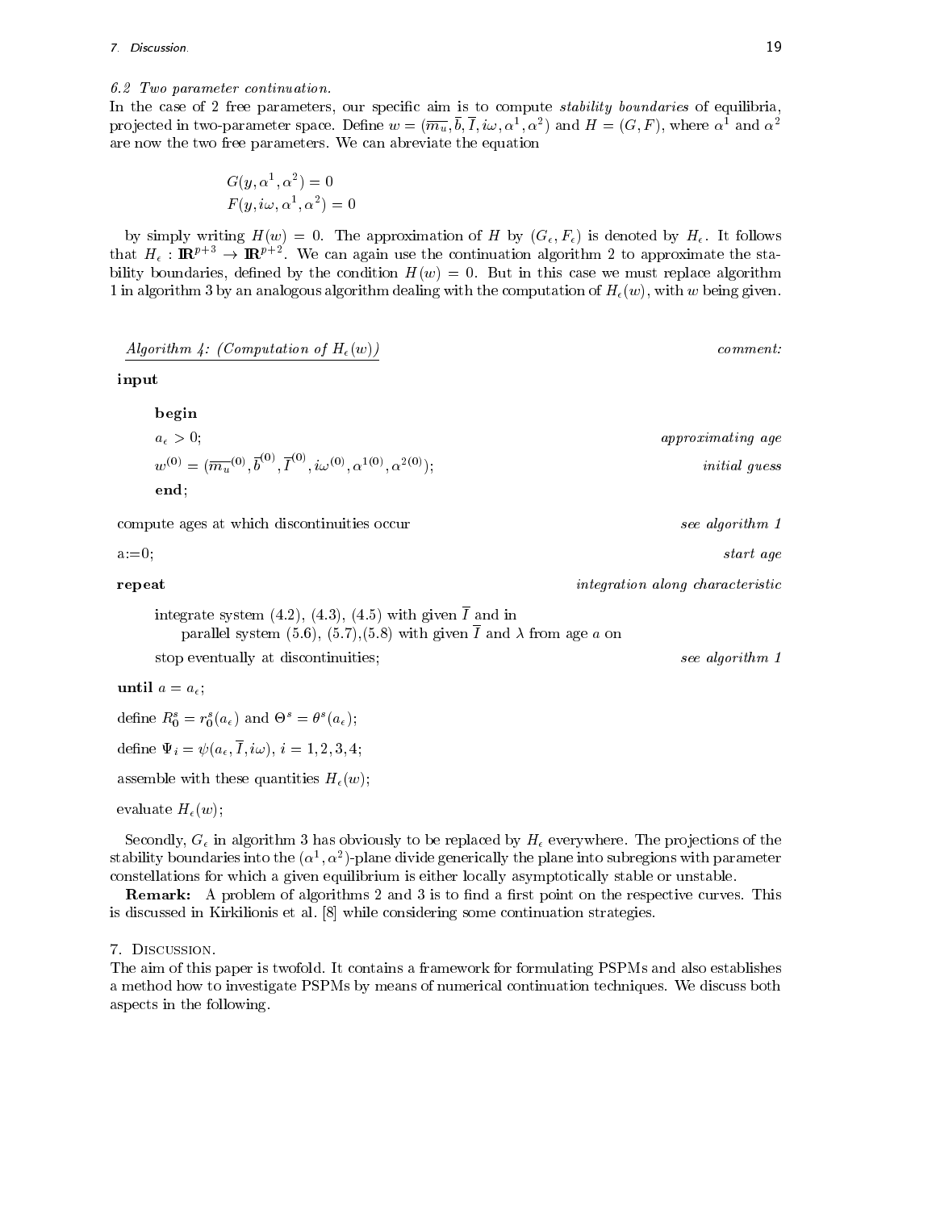*6.2 Two parameter continuation.*

In the case of 2 free parameters, our specific aim is to compute *stability boundaries* of equilibria, projected in two-parameter space. Define $w = (\overline{m_u}, \overline{b}, \overline{I}, i\omega, \alpha^1, \alpha^2)$ and $H = (G, F)$, where $\alpha^1$ and $\alpha^2$ are now the two free parameters. We can abreviate the equation

$$G(y, \alpha^1, \alpha^2) = 0$$
$$F(y, i\omega, \alpha^1, \alpha^2) = 0$$

by simply writing $H(w) = 0$. The approximation of $H$ by $(G_\epsilon, F_\epsilon)$ is denoted by $H_\epsilon$. It follows that $H_\epsilon : \mathbb{R}^{p+3} \to \mathbb{R}^{p+2}$. We can again use the continuation algorithm 2 to approximate the stability boundaries, defined by the condition $H(w) = 0$. But in this case we must replace algorithm 1 in algorithm 3 by an analogous algorithm dealing with the computation of $H_\epsilon(w)$, with $w$ being given.

| <u>*Algorithm 4: (Computation of $H_\epsilon(w)$)*</u> | *comment:* |
|---|---|
| **input** | |
| &nbsp;&nbsp;&nbsp;&nbsp;**begin** | |
| &nbsp;&nbsp;&nbsp;&nbsp;$a_\epsilon > 0$; | *approximating age* |
| &nbsp;&nbsp;&nbsp;&nbsp;$w^{(0)} = (\overline{m_u}^{(0)}, \overline{b}^{(0)}, \overline{I}^{(0)}, i\omega^{(0)}, \alpha^{1(0)}, \alpha^{2(0)})$; | *initial guess* |
| &nbsp;&nbsp;&nbsp;&nbsp;**end**; | |
| compute ages at which discontinuities occur | *see algorithm 1* |
| a:=0; | *start age* |
| **repeat** | *integration along characteristic* |
| &nbsp;&nbsp;&nbsp;&nbsp;integrate system (4.2), (4.3), (4.5) with given $\overline{I}$ and in parallel system (5.6), (5.7),(5.8) with given $\overline{I}$ and $\lambda$ from age $a$ on | |
| &nbsp;&nbsp;&nbsp;&nbsp;stop eventually at discontinuities; | *see algorithm 1* |
| **until** $a = a_\epsilon$; | |
| define $R_0^s = r_0^s(a_\epsilon)$ and $\Theta^s = \theta^s(a_\epsilon)$; | |
| define $\Psi_i = \psi(a_\epsilon, \overline{I}, i\omega)$, $i = 1, 2, 3, 4$; | |
| assemble with these quantities $H_\epsilon(w)$; | |
| evaluate $H_\epsilon(w)$; | |

Secondly, $G_\epsilon$ in algorithm 3 has obviously to be replaced by $H_\epsilon$ everywhere. The projections of the stability boundaries into the $(\alpha^1, \alpha^2)$-plane divide generically the plane into subregions with parameter constellations for which a given equilibrium is either locally asymptotically stable or unstable.

**Remark:** A problem of algorithms 2 and 3 is to find a first point on the respective curves. This is discussed in Kirkilionis et al. [8] while considering some continuation strategies.

## 7. Discussion.

The aim of this paper is twofold. It contains a framework for formulating PSPMs and also establishes a method how to investigate PSPMs by means of numerical continuation techniques. We discuss both aspects in the following.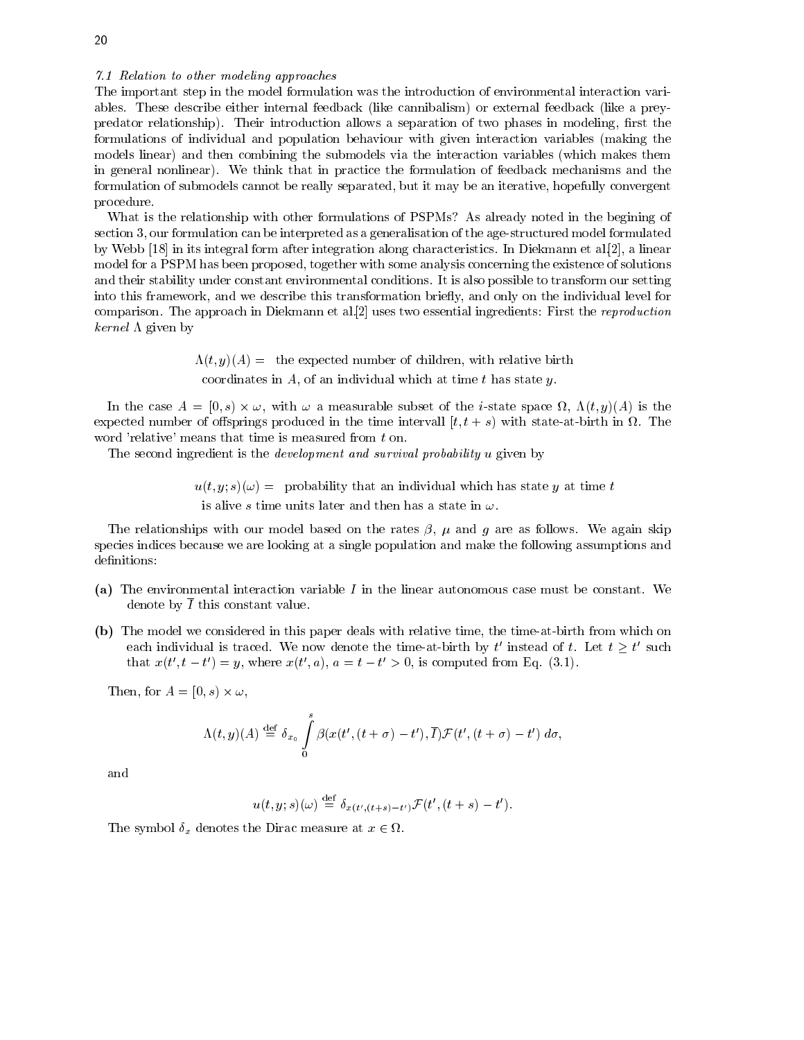*7.1 Relation to other modeling approaches*

The important step in the model formulation was the introduction of environmental interaction variables. These describe either internal feedback (like cannibalism) or external feedback (like a prey-predator relationship). Their introduction allows a separation of two phases in modeling, first the formulations of individual and population behaviour with given interaction variables (making the models linear) and then combining the submodels via the interaction variables (which makes them in general nonlinear). We think that in practice the formulation of feedback mechanisms and the formulation of submodels cannot be really separated, but it may be an iterative, hopefully convergent procedure.

What is the relationship with other formulations of PSPMs? As already noted in the begining of section 3, our formulation can be interpreted as a generalisation of the age-structured model formulated by Webb [18] in its integral form after integration along characteristics. In Diekmann et al.[2], a linear model for a PSPM has been proposed, together with some analysis concerning the existence of solutions and their stability under constant environmental conditions. It is also possible to transform our setting into this framework, and we describe this transformation briefly, and only on the individual level for comparison. The approach in Diekmann et al.[2] uses two essential ingredients: First the *reproduction kernel* $\Lambda$ given by

$$\Lambda(t,y)(A) = \text{ the expected number of children, with relative birth coordinates in } A\text{, of an individual which at time } t \text{ has state } y.$$

In the case $A = [0,s) \times \omega$, with $\omega$ a measurable subset of the $i$-state space $\Omega$, $\Lambda(t,y)(A)$ is the expected number of offsprings produced in the time intervall $[t, t+s)$ with state-at-birth in $\Omega$. The word 'relative' means that time is measured from $t$ on.

The second ingredient is the *development and survival probability* $u$ given by

$$u(t,y;s)(\omega) = \text{ probability that an individual which has state } y \text{ at time } t \text{ is alive } s \text{ time units later and then has a state in } \omega.$$

The relationships with our model based on the rates $\beta$, $\mu$ and $g$ are as follows. We again skip species indices because we are looking at a single population and make the following assumptions and definitions:

**(a)** The environmental interaction variable $I$ in the linear autonomous case must be constant. We denote by $\overline{I}$ this constant value.

**(b)** The model we considered in this paper deals with relative time, the time-at-birth from which on each individual is traced. We now denote the time-at-birth by $t'$ instead of $t$. Let $t \geq t'$ such that $x(t', t-t') = y$, where $x(t', a)$, $a = t - t' > 0$, is computed from Eq. (3.1).

Then, for $A = [0,s) \times \omega$,

$$\Lambda(t,y)(A) \stackrel{\text{def}}{=} \delta_{x_0} \int_0^s \beta(x(t', (t+\sigma) - t'), \overline{I}) \mathcal{F}(t', (t+\sigma) - t')\, d\sigma,$$

and

$$u(t,y;s)(\omega) \stackrel{\text{def}}{=} \delta_{x(t',(t+s)-t')} \mathcal{F}(t', (t+s) - t').$$

The symbol $\delta_x$ denotes the Dirac measure at $x \in \Omega$.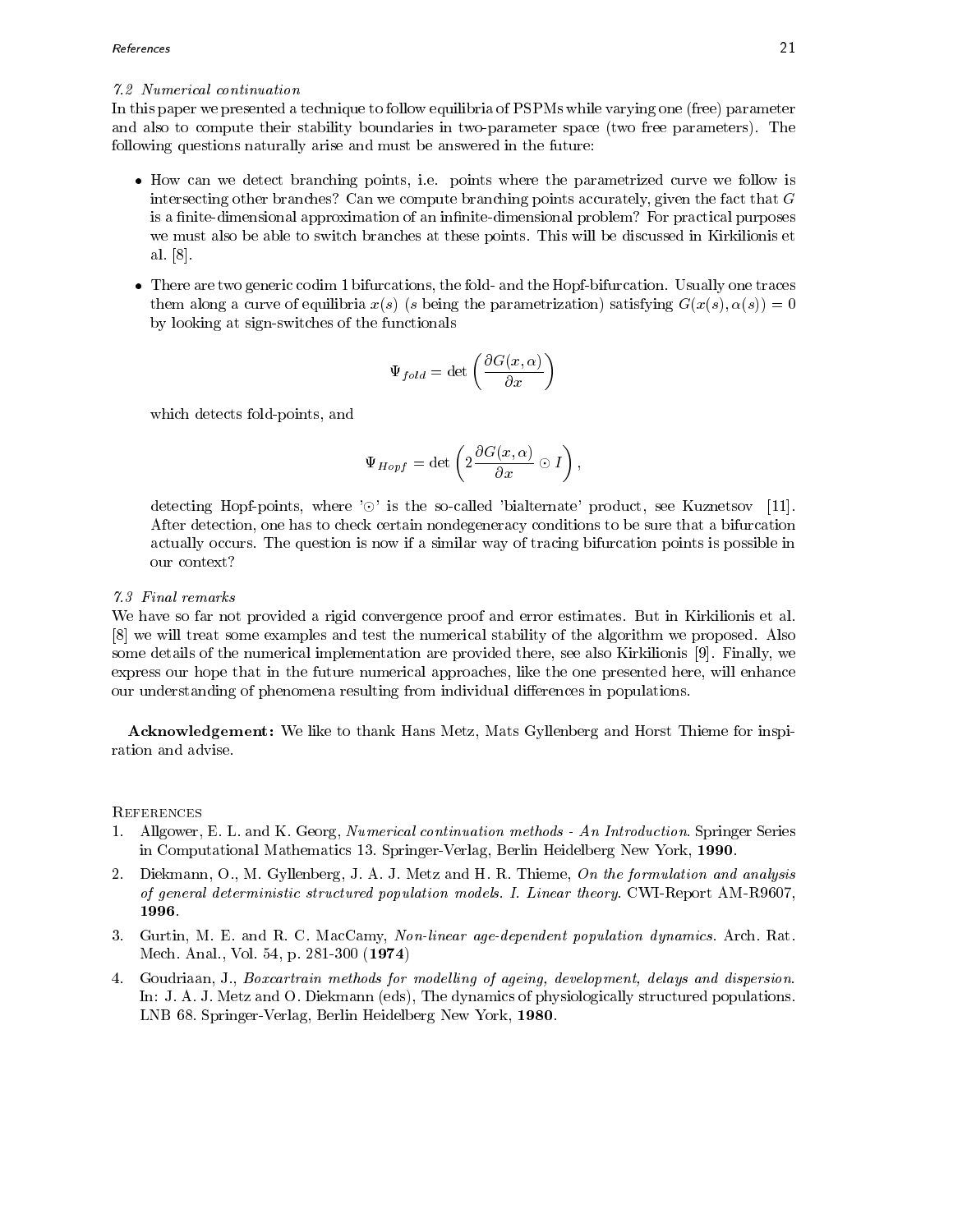### 7.2 Numerical continuation

In this paper we presented a technique to follow equilibria of PSPMs while varying one (free) parameter and also to compute their stability boundaries in two-parameter space (two free parameters). The following questions naturally arise and must be answered in the future:

- How can we detect branching points, i.e. points where the parametrized curve we follow is intersecting other branches? Can we compute branching points accurately, given the fact that $G$ is a finite-dimensional approximation of an infinite-dimensional problem? For practical purposes we must also be able to switch branches at these points. This will be discussed in Kirkilionis et al. [8].

- There are two generic codim 1 bifurcations, the fold- and the Hopf-bifurcation. Usually one traces them along a curve of equilibria $x(s)$ ($s$ being the parametrization) satisfying $G(x(s), \alpha(s)) = 0$ by looking at sign-switches of the functionals

$$\Psi_{fold} = \det\left(\frac{\partial G(x, \alpha)}{\partial x}\right)$$

which detects fold-points, and

$$\Psi_{Hopf} = \det\left(2\frac{\partial G(x, \alpha)}{\partial x} \odot I\right),$$

detecting Hopf-points, where '$\odot$' is the so-called 'bialternate' product, see Kuznetsov [11]. After detection, one has to check certain nondegeneracy conditions to be sure that a bifurcation actually occurs. The question is now if a similar way of tracing bifurcation points is possible in our context?

### 7.3 Final remarks

We have so far not provided a rigid convergence proof and error estimates. But in Kirkilionis et al. [8] we will treat some examples and test the numerical stability of the algorithm we proposed. Also some details of the numerical implementation are provided there, see also Kirkilionis [9]. Finally, we express our hope that in the future numerical approaches, like the one presented here, will enhance our understanding of phenomena resulting from individual differences in populations.

**Acknowledgement:** We like to thank Hans Metz, Mats Gyllenberg and Horst Thieme for inspiration and advise.

## References

1. Allgower, E. L. and K. Georg, *Numerical continuation methods - An Introduction*. Springer Series in Computational Mathematics 13. Springer-Verlag, Berlin Heidelberg New York, **1990**.
2. Diekmann, O., M. Gyllenberg, J. A. J. Metz and H. R. Thieme, *On the formulation and analysis of general deterministic structured population models. I. Linear theory*. CWI-Report AM-R9607, **1996**.
3. Gurtin, M. E. and R. C. MacCamy, *Non-linear age-dependent population dynamics*. Arch. Rat. Mech. Anal., Vol. 54, p. 281-300 (**1974**)
4. Goudriaan, J., *Boxcartrain methods for modelling of ageing, development, delays and dispersion*. In: J. A. J. Metz and O. Diekmann (eds), The dynamics of physiologically structured populations. LNB 68. Springer-Verlag, Berlin Heidelberg New York, **1980**.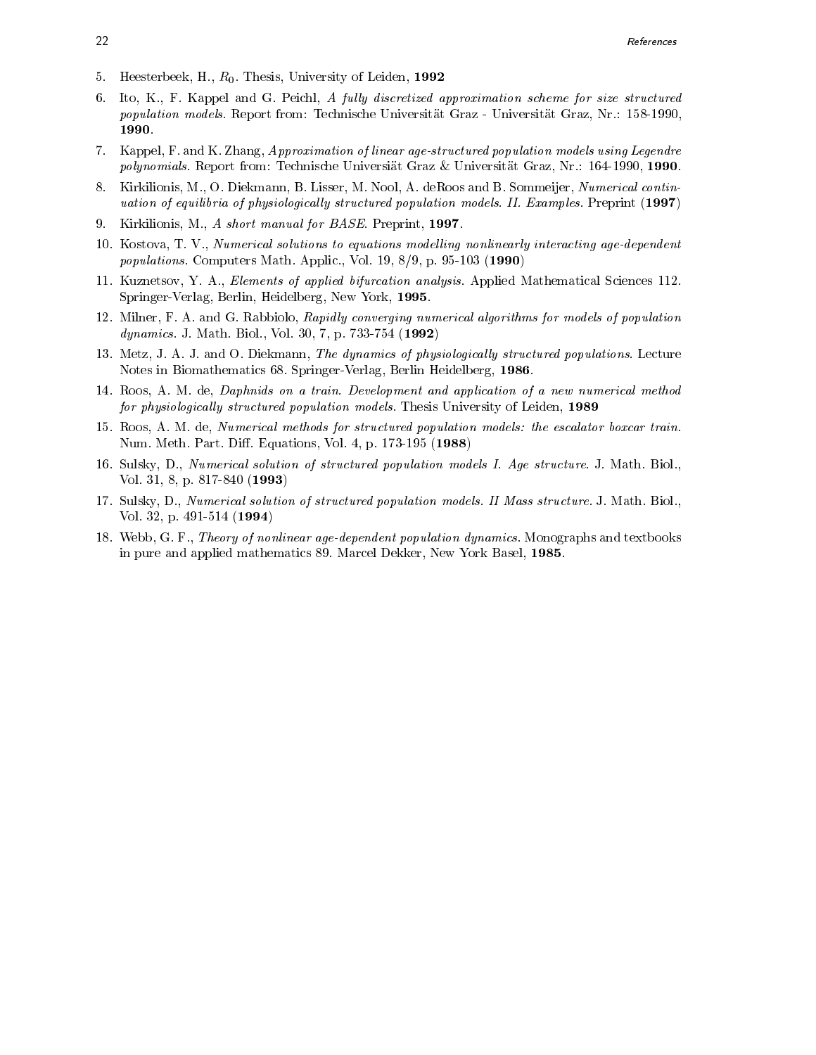5. Heesterbeek, H., $R_0$. Thesis, University of Leiden, **1992**

6. Ito, K., F. Kappel and G. Peichl, *A fully discretized approximation scheme for size structured population models*. Report from: Technische Universität Graz - Universität Graz, Nr.: 158-1990, **1990**.

7. Kappel, F. and K. Zhang, *Approximation of linear age-structured population models using Legendre polynomials*. Report from: Technische Universiät Graz & Universität Graz, Nr.: 164-1990, **1990**.

8. Kirkilionis, M., O. Diekmann, B. Lisser, M. Nool, A. deRoos and B. Sommeijer, *Numerical continuation of equilibria of physiologically structured population models. II. Examples*. Preprint (**1997**)

9. Kirkilionis, M., *A short manual for BASE*. Preprint, **1997**.

10. Kostova, T. V., *Numerical solutions to equations modelling nonlinearly interacting age-dependent populations*. Computers Math. Applic., Vol. 19, 8/9, p. 95-103 (**1990**)

11. Kuznetsov, Y. A., *Elements of applied bifurcation analysis*. Applied Mathematical Sciences 112. Springer-Verlag, Berlin, Heidelberg, New York, **1995**.

12. Milner, F. A. and G. Rabbiolo, *Rapidly converging numerical algorithms for models of population dynamics*. J. Math. Biol., Vol. 30, 7, p. 733-754 (**1992**)

13. Metz, J. A. J. and O. Diekmann, *The dynamics of physiologically structured populations*. Lecture Notes in Biomathematics 68. Springer-Verlag, Berlin Heidelberg, **1986**.

14. Roos, A. M. de, *Daphnids on a train. Development and application of a new numerical method for physiologically structured population models*. Thesis University of Leiden, **1989**

15. Roos, A. M. de, *Numerical methods for structured population models: the escalator boxcar train*. Num. Meth. Part. Diff. Equations, Vol. 4, p. 173-195 (**1988**)

16. Sulsky, D., *Numerical solution of structured population models I. Age structure*. J. Math. Biol., Vol. 31, 8, p. 817-840 (**1993**)

17. Sulsky, D., *Numerical solution of structured population models. II Mass structure*. J. Math. Biol., Vol. 32, p. 491-514 (**1994**)

18. Webb, G. F., *Theory of nonlinear age-dependent population dynamics*. Monographs and textbooks in pure and applied mathematics 89. Marcel Dekker, New York Basel, **1985**.